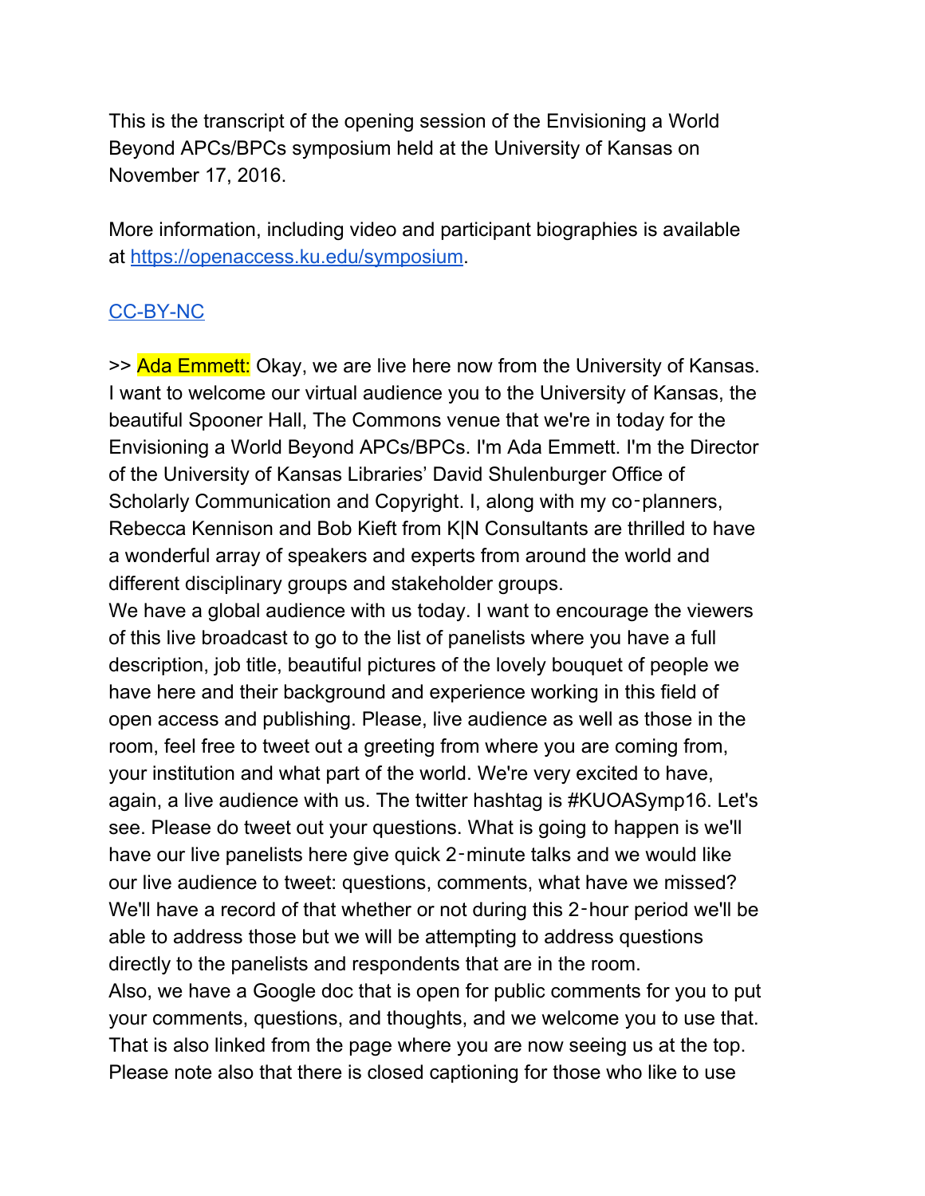This is the transcript of the opening session of the Envisioning a World Beyond APCs/BPCs symposium held at the University of Kansas on November 17, 2016.

More information, including video and participant biographies is available at https://openaccess.ku.edu/symposium.

CC-BY-NC

>> Ada Emmett: Okay, we are live here now from the University of Kansas. I want to welcome our virtual audience you to the University of Kansas, the beautiful Spooner Hall, The Commons venue that we're in today for the Envisioning a World Beyond APCs/BPCs. I'm Ada Emmett. I'm the Director of the University of Kansas Libraries' David Shulenburger Office of Scholarly Communication and Copyright. I, along with my co-planners, Rebecca Kennison and Bob Kieft from K|N Consultants are thrilled to have a wonderful array of speakers and experts from around the world and different disciplinary groups and stakeholder groups.
We have a global audience with us today. I want to encourage the viewers of this live broadcast to go to the list of panelists where you have a full description, job title, beautiful pictures of the lovely bouquet of people we have here and their background and experience working in this field of open access and publishing. Please, live audience as well as those in the room, feel free to tweet out a greeting from where you are coming from, your institution and what part of the world. We're very excited to have, again, a live audience with us. The twitter hashtag is #KUOASymp16. Let's see. Please do tweet out your questions. What is going to happen is we'll have our live panelists here give quick 2-minute talks and we would like our live audience to tweet: questions, comments, what have we missed? We'll have a record of that whether or not during this 2-hour period we'll be able to address those but we will be attempting to address questions directly to the panelists and respondents that are in the room.
Also, we have a Google doc that is open for public comments for you to put your comments, questions, and thoughts, and we welcome you to use that. That is also linked from the page where you are now seeing us at the top. Please note also that there is closed captioning for those who like to use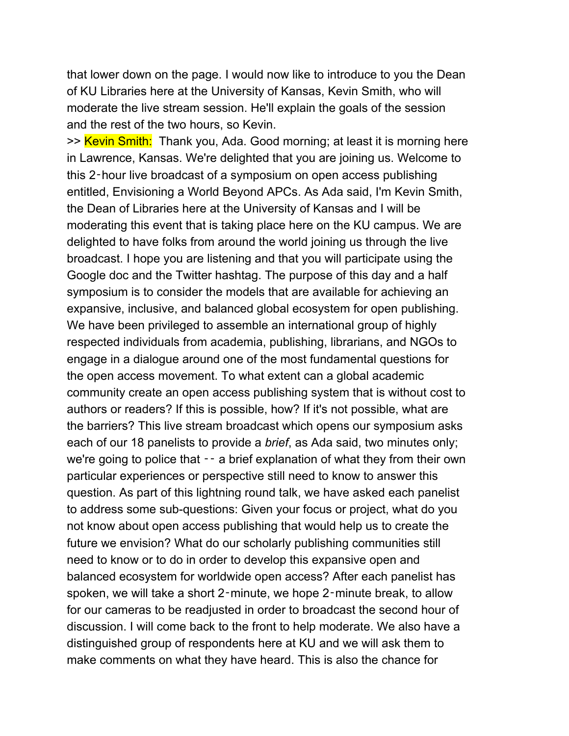that lower down on the page. I would now like to introduce to you the Dean of KU Libraries here at the University of Kansas, Kevin Smith, who will moderate the live stream session. He'll explain the goals of the session and the rest of the two hours, so Kevin.

>> Kevin Smith: Thank you, Ada. Good morning; at least it is morning here in Lawrence, Kansas. We're delighted that you are joining us. Welcome to this 2‑hour live broadcast of a symposium on open access publishing entitled, Envisioning a World Beyond APCs. As Ada said, I'm Kevin Smith, the Dean of Libraries here at the University of Kansas and I will be moderating this event that is taking place here on the KU campus. We are delighted to have folks from around the world joining us through the live broadcast. I hope you are listening and that you will participate using the Google doc and the Twitter hashtag. The purpose of this day and a half symposium is to consider the models that are available for achieving an expansive, inclusive, and balanced global ecosystem for open publishing. We have been privileged to assemble an international group of highly respected individuals from academia, publishing, librarians, and NGOs to engage in a dialogue around one of the most fundamental questions for the open access movement. To what extent can a global academic community create an open access publishing system that is without cost to authors or readers? If this is possible, how? If it's not possible, what are the barriers? This live stream broadcast which opens our symposium asks each of our 18 panelists to provide a *brief*, as Ada said, two minutes only; we're going to police that ‑‑ a brief explanation of what they from their own particular experiences or perspective still need to know to answer this question. As part of this lightning round talk, we have asked each panelist to address some sub-questions: Given your focus or project, what do you not know about open access publishing that would help us to create the future we envision? What do our scholarly publishing communities still need to know or to do in order to develop this expansive open and balanced ecosystem for worldwide open access? After each panelist has spoken, we will take a short 2‑minute, we hope 2‑minute break, to allow for our cameras to be readjusted in order to broadcast the second hour of discussion. I will come back to the front to help moderate. We also have a distinguished group of respondents here at KU and we will ask them to make comments on what they have heard. This is also the chance for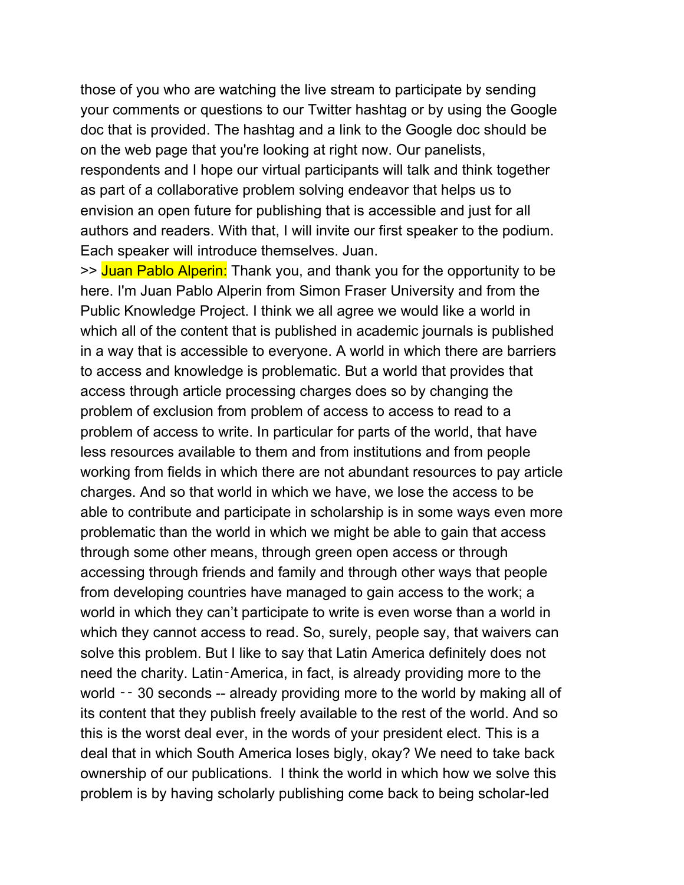those of you who are watching the live stream to participate by sending your comments or questions to our Twitter hashtag or by using the Google doc that is provided. The hashtag and a link to the Google doc should be on the web page that you're looking at right now. Our panelists, respondents and I hope our virtual participants will talk and think together as part of a collaborative problem solving endeavor that helps us to envision an open future for publishing that is accessible and just for all authors and readers. With that, I will invite our first speaker to the podium. Each speaker will introduce themselves. Juan.

>> Juan Pablo Alperin: Thank you, and thank you for the opportunity to be here. I'm Juan Pablo Alperin from Simon Fraser University and from the Public Knowledge Project. I think we all agree we would like a world in which all of the content that is published in academic journals is published in a way that is accessible to everyone. A world in which there are barriers to access and knowledge is problematic. But a world that provides that access through article processing charges does so by changing the problem of exclusion from problem of access to access to read to a problem of access to write. In particular for parts of the world, that have less resources available to them and from institutions and from people working from fields in which there are not abundant resources to pay article charges. And so that world in which we have, we lose the access to be able to contribute and participate in scholarship is in some ways even more problematic than the world in which we might be able to gain that access through some other means, through green open access or through accessing through friends and family and through other ways that people from developing countries have managed to gain access to the work; a world in which they can't participate to write is even worse than a world in which they cannot access to read. So, surely, people say, that waivers can solve this problem. But I like to say that Latin America definitely does not need the charity. Latin‑America, in fact, is already providing more to the world ‑‑ 30 seconds -- already providing more to the world by making all of its content that they publish freely available to the rest of the world. And so this is the worst deal ever, in the words of your president elect. This is a deal that in which South America loses bigly, okay? We need to take back ownership of our publications. I think the world in which how we solve this problem is by having scholarly publishing come back to being scholar-led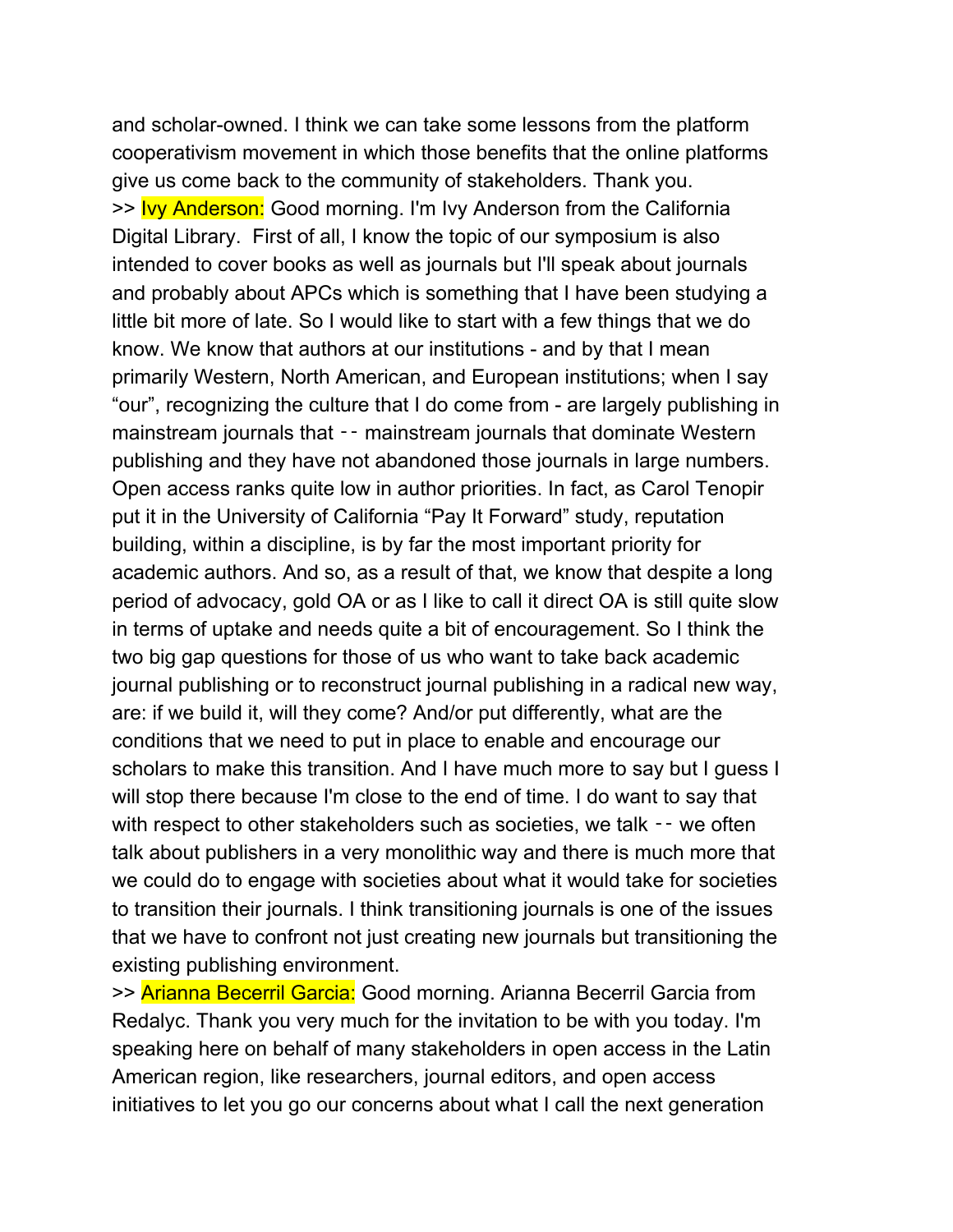and scholar-owned. I think we can take some lessons from the platform cooperativism movement in which those benefits that the online platforms give us come back to the community of stakeholders. Thank you.

>> Ivy Anderson: Good morning. I'm Ivy Anderson from the California Digital Library. First of all, I know the topic of our symposium is also intended to cover books as well as journals but I'll speak about journals and probably about APCs which is something that I have been studying a little bit more of late. So I would like to start with a few things that we do know. We know that authors at our institutions - and by that I mean primarily Western, North American, and European institutions; when I say "our", recognizing the culture that I do come from - are largely publishing in mainstream journals that -- mainstream journals that dominate Western publishing and they have not abandoned those journals in large numbers. Open access ranks quite low in author priorities. In fact, as Carol Tenopir put it in the University of California "Pay It Forward" study, reputation building, within a discipline, is by far the most important priority for academic authors. And so, as a result of that, we know that despite a long period of advocacy, gold OA or as I like to call it direct OA is still quite slow in terms of uptake and needs quite a bit of encouragement. So I think the two big gap questions for those of us who want to take back academic journal publishing or to reconstruct journal publishing in a radical new way, are: if we build it, will they come? And/or put differently, what are the conditions that we need to put in place to enable and encourage our scholars to make this transition. And I have much more to say but I guess I will stop there because I'm close to the end of time. I do want to say that with respect to other stakeholders such as societies, we talk -- we often talk about publishers in a very monolithic way and there is much more that we could do to engage with societies about what it would take for societies to transition their journals. I think transitioning journals is one of the issues that we have to confront not just creating new journals but transitioning the existing publishing environment.

>> Arianna Becerril Garcia: Good morning. Arianna Becerril Garcia from Redalyc. Thank you very much for the invitation to be with you today. I'm speaking here on behalf of many stakeholders in open access in the Latin American region, like researchers, journal editors, and open access initiatives to let you go our concerns about what I call the next generation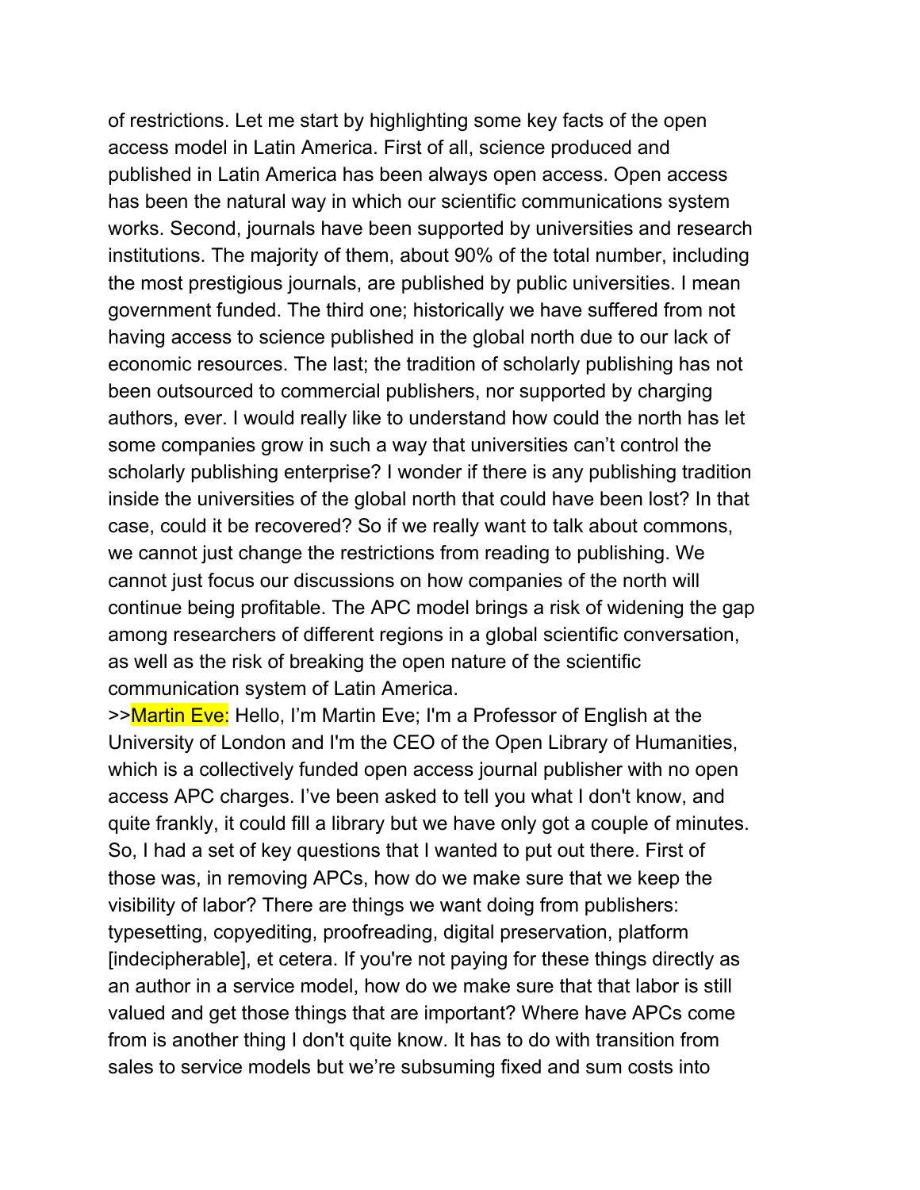of restrictions. Let me start by highlighting some key facts of the open access model in Latin America. First of all, science produced and published in Latin America has been always open access. Open access has been the natural way in which our scientific communications system works. Second, journals have been supported by universities and research institutions. The majority of them, about 90% of the total number, including the most prestigious journals, are published by public universities. I mean government funded. The third one; historically we have suffered from not having access to science published in the global north due to our lack of economic resources. The last; the tradition of scholarly publishing has not been outsourced to commercial publishers, nor supported by charging authors, ever. I would really like to understand how could the north has let some companies grow in such a way that universities can't control the scholarly publishing enterprise? I wonder if there is any publishing tradition inside the universities of the global north that could have been lost? In that case, could it be recovered? So if we really want to talk about commons, we cannot just change the restrictions from reading to publishing. We cannot just focus our discussions on how companies of the north will continue being profitable. The APC model brings a risk of widening the gap among researchers of different regions in a global scientific conversation, as well as the risk of breaking the open nature of the scientific communication system of Latin America.

>>Martin Eve: Hello, I'm Martin Eve; I'm a Professor of English at the University of London and I'm the CEO of the Open Library of Humanities, which is a collectively funded open access journal publisher with no open access APC charges. I've been asked to tell you what I don't know, and quite frankly, it could fill a library but we have only got a couple of minutes. So, I had a set of key questions that I wanted to put out there. First of those was, in removing APCs, how do we make sure that we keep the visibility of labor? There are things we want doing from publishers: typesetting, copyediting, proofreading, digital preservation, platform [indecipherable], et cetera. If you're not paying for these things directly as an author in a service model, how do we make sure that that labor is still valued and get those things that are important? Where have APCs come from is another thing I don't quite know. It has to do with transition from sales to service models but we're subsuming fixed and sum costs into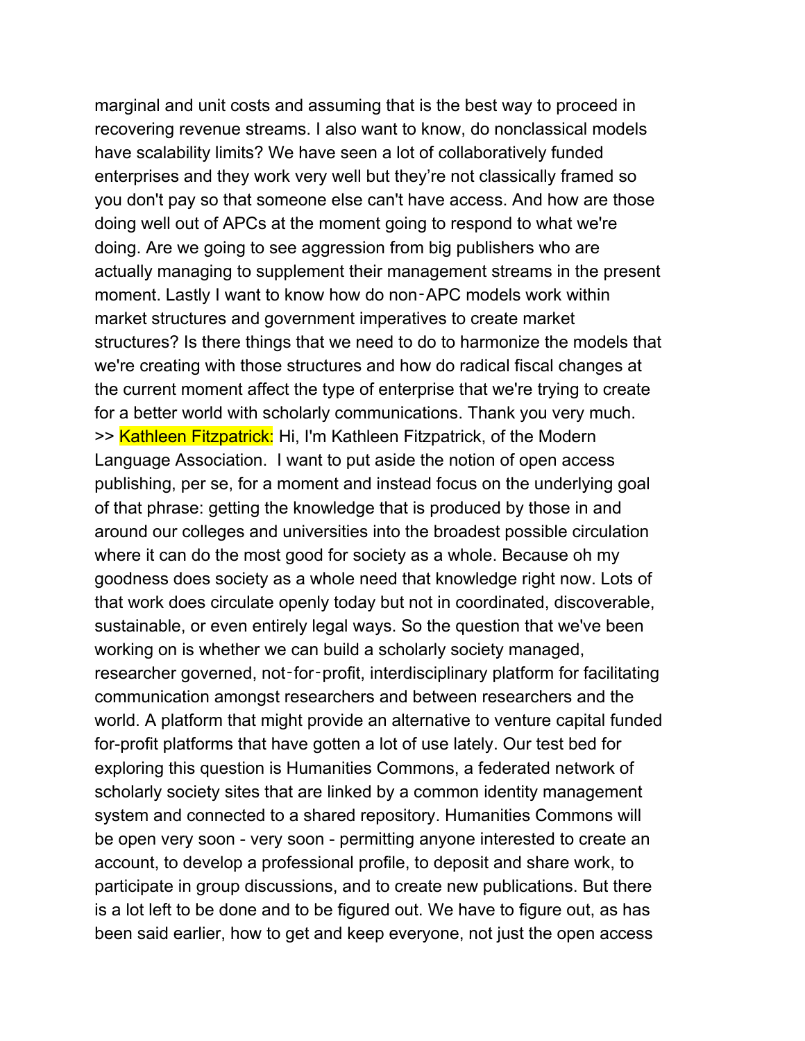marginal and unit costs and assuming that is the best way to proceed in recovering revenue streams. I also want to know, do nonclassical models have scalability limits? We have seen a lot of collaboratively funded enterprises and they work very well but they're not classically framed so you don't pay so that someone else can't have access. And how are those doing well out of APCs at the moment going to respond to what we're doing. Are we going to see aggression from big publishers who are actually managing to supplement their management streams in the present moment. Lastly I want to know how do non‑APC models work within market structures and government imperatives to create market structures? Is there things that we need to do to harmonize the models that we're creating with those structures and how do radical fiscal changes at the current moment affect the type of enterprise that we're trying to create for a better world with scholarly communications. Thank you very much.

>> Kathleen Fitzpatrick: Hi, I'm Kathleen Fitzpatrick, of the Modern Language Association. I want to put aside the notion of open access publishing, per se, for a moment and instead focus on the underlying goal of that phrase: getting the knowledge that is produced by those in and around our colleges and universities into the broadest possible circulation where it can do the most good for society as a whole. Because oh my goodness does society as a whole need that knowledge right now. Lots of that work does circulate openly today but not in coordinated, discoverable, sustainable, or even entirely legal ways. So the question that we've been working on is whether we can build a scholarly society managed, researcher governed, not‑for‑profit, interdisciplinary platform for facilitating communication amongst researchers and between researchers and the world. A platform that might provide an alternative to venture capital funded for-profit platforms that have gotten a lot of use lately. Our test bed for exploring this question is Humanities Commons, a federated network of scholarly society sites that are linked by a common identity management system and connected to a shared repository. Humanities Commons will be open very soon - very soon - permitting anyone interested to create an account, to develop a professional profile, to deposit and share work, to participate in group discussions, and to create new publications. But there is a lot left to be done and to be figured out. We have to figure out, as has been said earlier, how to get and keep everyone, not just the open access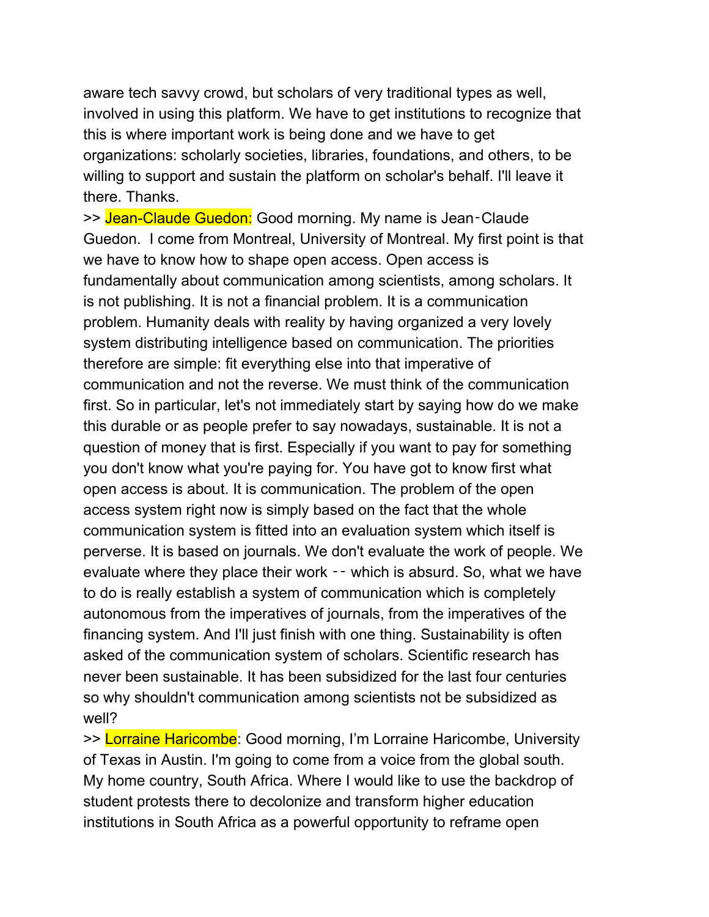aware tech savvy crowd, but scholars of very traditional types as well, involved in using this platform. We have to get institutions to recognize that this is where important work is being done and we have to get organizations: scholarly societies, libraries, foundations, and others, to be willing to support and sustain the platform on scholar's behalf. I'll leave it there. Thanks.

>> Jean-Claude Guedon: Good morning. My name is Jean‑Claude Guedon. I come from Montreal, University of Montreal. My first point is that we have to know how to shape open access. Open access is fundamentally about communication among scientists, among scholars. It is not publishing. It is not a financial problem. It is a communication problem. Humanity deals with reality by having organized a very lovely system distributing intelligence based on communication. The priorities therefore are simple: fit everything else into that imperative of communication and not the reverse. We must think of the communication first. So in particular, let's not immediately start by saying how do we make this durable or as people prefer to say nowadays, sustainable. It is not a question of money that is first. Especially if you want to pay for something you don't know what you're paying for. You have got to know first what open access is about. It is communication. The problem of the open access system right now is simply based on the fact that the whole communication system is fitted into an evaluation system which itself is perverse. It is based on journals. We don't evaluate the work of people. We evaluate where they place their work ‑‑ which is absurd. So, what we have to do is really establish a system of communication which is completely autonomous from the imperatives of journals, from the imperatives of the financing system. And I'll just finish with one thing. Sustainability is often asked of the communication system of scholars. Scientific research has never been sustainable. It has been subsidized for the last four centuries so why shouldn't communication among scientists not be subsidized as well?

>> Lorraine Haricombe: Good morning, I'm Lorraine Haricombe, University of Texas in Austin. I'm going to come from a voice from the global south. My home country, South Africa. Where I would like to use the backdrop of student protests there to decolonize and transform higher education institutions in South Africa as a powerful opportunity to reframe open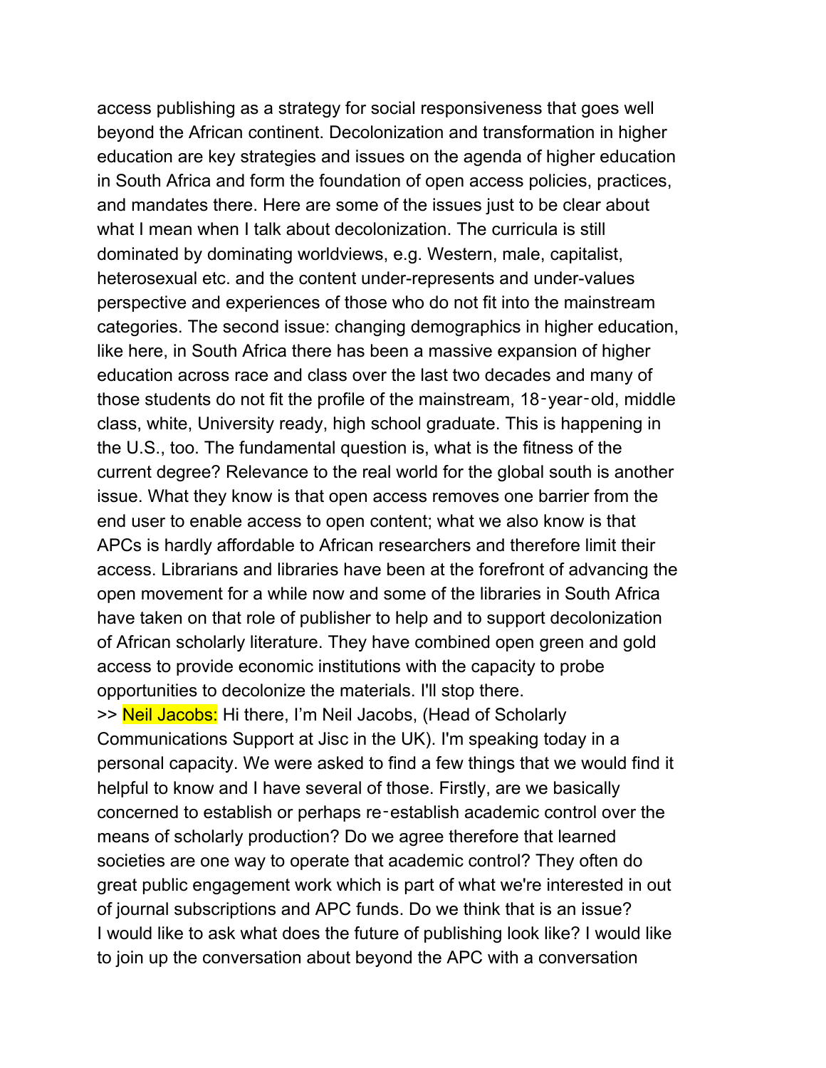access publishing as a strategy for social responsiveness that goes well beyond the African continent. Decolonization and transformation in higher education are key strategies and issues on the agenda of higher education in South Africa and form the foundation of open access policies, practices, and mandates there. Here are some of the issues just to be clear about what I mean when I talk about decolonization. The curricula is still dominated by dominating worldviews, e.g. Western, male, capitalist, heterosexual etc. and the content under-represents and under-values perspective and experiences of those who do not fit into the mainstream categories. The second issue: changing demographics in higher education, like here, in South Africa there has been a massive expansion of higher education across race and class over the last two decades and many of those students do not fit the profile of the mainstream, 18‑year‑old, middle class, white, University ready, high school graduate. This is happening in the U.S., too. The fundamental question is, what is the fitness of the current degree? Relevance to the real world for the global south is another issue. What they know is that open access removes one barrier from the end user to enable access to open content; what we also know is that APCs is hardly affordable to African researchers and therefore limit their access. Librarians and libraries have been at the forefront of advancing the open movement for a while now and some of the libraries in South Africa have taken on that role of publisher to help and to support decolonization of African scholarly literature. They have combined open green and gold access to provide economic institutions with the capacity to probe opportunities to decolonize the materials. I'll stop there.

>> Neil Jacobs: Hi there, I'm Neil Jacobs, (Head of Scholarly Communications Support at Jisc in the UK). I'm speaking today in a personal capacity. We were asked to find a few things that we would find it helpful to know and I have several of those. Firstly, are we basically concerned to establish or perhaps re‑establish academic control over the means of scholarly production? Do we agree therefore that learned societies are one way to operate that academic control? They often do great public engagement work which is part of what we're interested in out of journal subscriptions and APC funds. Do we think that is an issue? I would like to ask what does the future of publishing look like? I would like to join up the conversation about beyond the APC with a conversation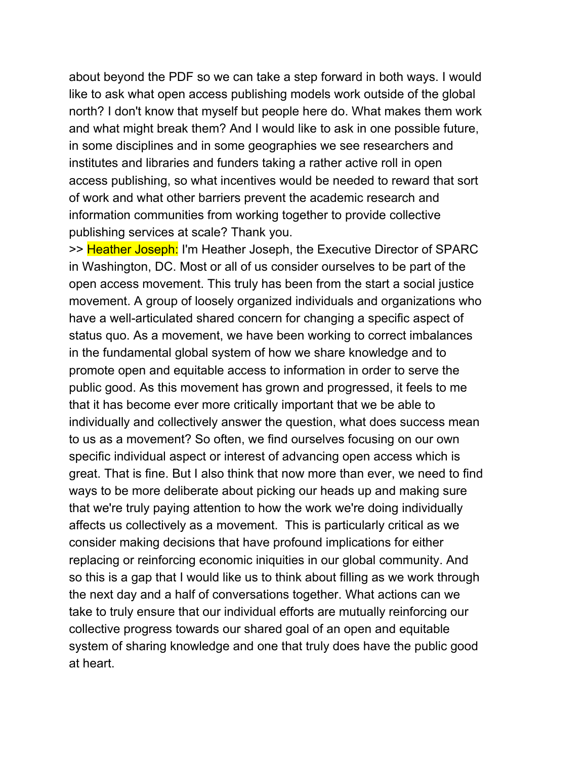about beyond the PDF so we can take a step forward in both ways. I would like to ask what open access publishing models work outside of the global north? I don't know that myself but people here do. What makes them work and what might break them? And I would like to ask in one possible future, in some disciplines and in some geographies we see researchers and institutes and libraries and funders taking a rather active roll in open access publishing, so what incentives would be needed to reward that sort of work and what other barriers prevent the academic research and information communities from working together to provide collective publishing services at scale? Thank you.

>> Heather Joseph: I'm Heather Joseph, the Executive Director of SPARC in Washington, DC. Most or all of us consider ourselves to be part of the open access movement. This truly has been from the start a social justice movement. A group of loosely organized individuals and organizations who have a well-articulated shared concern for changing a specific aspect of status quo. As a movement, we have been working to correct imbalances in the fundamental global system of how we share knowledge and to promote open and equitable access to information in order to serve the public good. As this movement has grown and progressed, it feels to me that it has become ever more critically important that we be able to individually and collectively answer the question, what does success mean to us as a movement? So often, we find ourselves focusing on our own specific individual aspect or interest of advancing open access which is great. That is fine. But I also think that now more than ever, we need to find ways to be more deliberate about picking our heads up and making sure that we're truly paying attention to how the work we're doing individually affects us collectively as a movement. This is particularly critical as we consider making decisions that have profound implications for either replacing or reinforcing economic iniquities in our global community. And so this is a gap that I would like us to think about filling as we work through the next day and a half of conversations together. What actions can we take to truly ensure that our individual efforts are mutually reinforcing our collective progress towards our shared goal of an open and equitable system of sharing knowledge and one that truly does have the public good at heart.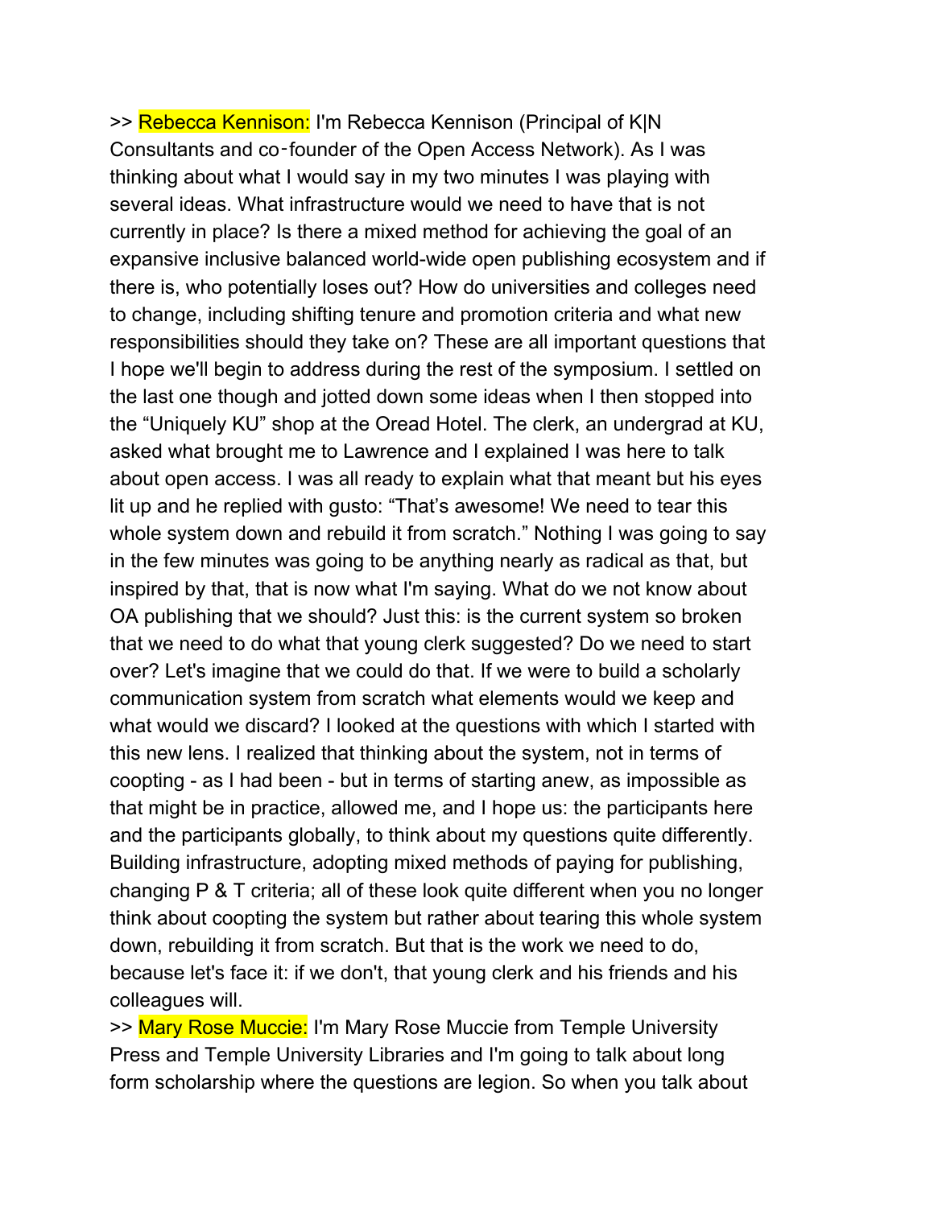>> Rebecca Kennison: I'm Rebecca Kennison (Principal of K|N Consultants and co‑founder of the Open Access Network). As I was thinking about what I would say in my two minutes I was playing with several ideas. What infrastructure would we need to have that is not currently in place? Is there a mixed method for achieving the goal of an expansive inclusive balanced world-wide open publishing ecosystem and if there is, who potentially loses out? How do universities and colleges need to change, including shifting tenure and promotion criteria and what new responsibilities should they take on? These are all important questions that I hope we'll begin to address during the rest of the symposium. I settled on the last one though and jotted down some ideas when I then stopped into the "Uniquely KU" shop at the Oread Hotel. The clerk, an undergrad at KU, asked what brought me to Lawrence and I explained I was here to talk about open access. I was all ready to explain what that meant but his eyes lit up and he replied with gusto: "That's awesome! We need to tear this whole system down and rebuild it from scratch." Nothing I was going to say in the few minutes was going to be anything nearly as radical as that, but inspired by that, that is now what I'm saying. What do we not know about OA publishing that we should? Just this: is the current system so broken that we need to do what that young clerk suggested? Do we need to start over? Let's imagine that we could do that. If we were to build a scholarly communication system from scratch what elements would we keep and what would we discard? I looked at the questions with which I started with this new lens. I realized that thinking about the system, not in terms of coopting - as I had been - but in terms of starting anew, as impossible as that might be in practice, allowed me, and I hope us: the participants here and the participants globally, to think about my questions quite differently. Building infrastructure, adopting mixed methods of paying for publishing, changing P & T criteria; all of these look quite different when you no longer think about coopting the system but rather about tearing this whole system down, rebuilding it from scratch. But that is the work we need to do, because let's face it: if we don't, that young clerk and his friends and his colleagues will.

>> Mary Rose Muccie: I'm Mary Rose Muccie from Temple University Press and Temple University Libraries and I'm going to talk about long form scholarship where the questions are legion. So when you talk about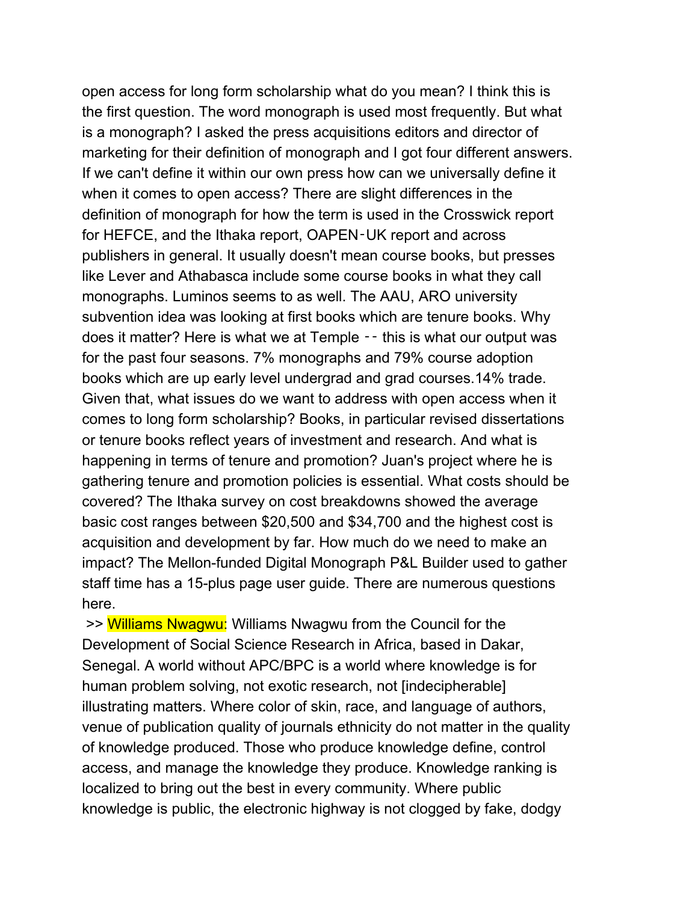open access for long form scholarship what do you mean? I think this is the first question. The word monograph is used most frequently. But what is a monograph? I asked the press acquisitions editors and director of marketing for their definition of monograph and I got four different answers. If we can't define it within our own press how can we universally define it when it comes to open access? There are slight differences in the definition of monograph for how the term is used in the Crosswick report for HEFCE, and the Ithaka report, OAPEN‑UK report and across publishers in general. It usually doesn't mean course books, but presses like Lever and Athabasca include some course books in what they call monographs. Luminos seems to as well. The AAU, ARO university subvention idea was looking at first books which are tenure books. Why does it matter? Here is what we at Temple ‑‑ this is what our output was for the past four seasons. 7% monographs and 79% course adoption books which are up early level undergrad and grad courses.14% trade. Given that, what issues do we want to address with open access when it comes to long form scholarship? Books, in particular revised dissertations or tenure books reflect years of investment and research. And what is happening in terms of tenure and promotion? Juan's project where he is gathering tenure and promotion policies is essential. What costs should be covered? The Ithaka survey on cost breakdowns showed the average basic cost ranges between $20,500 and $34,700 and the highest cost is acquisition and development by far. How much do we need to make an impact? The Mellon-funded Digital Monograph P&L Builder used to gather staff time has a 15-plus page user guide. There are numerous questions here.

>> Williams Nwagwu: Williams Nwagwu from the Council for the Development of Social Science Research in Africa, based in Dakar, Senegal. A world without APC/BPC is a world where knowledge is for human problem solving, not exotic research, not [indecipherable] illustrating matters. Where color of skin, race, and language of authors, venue of publication quality of journals ethnicity do not matter in the quality of knowledge produced. Those who produce knowledge define, control access, and manage the knowledge they produce. Knowledge ranking is localized to bring out the best in every community. Where public knowledge is public, the electronic highway is not clogged by fake, dodgy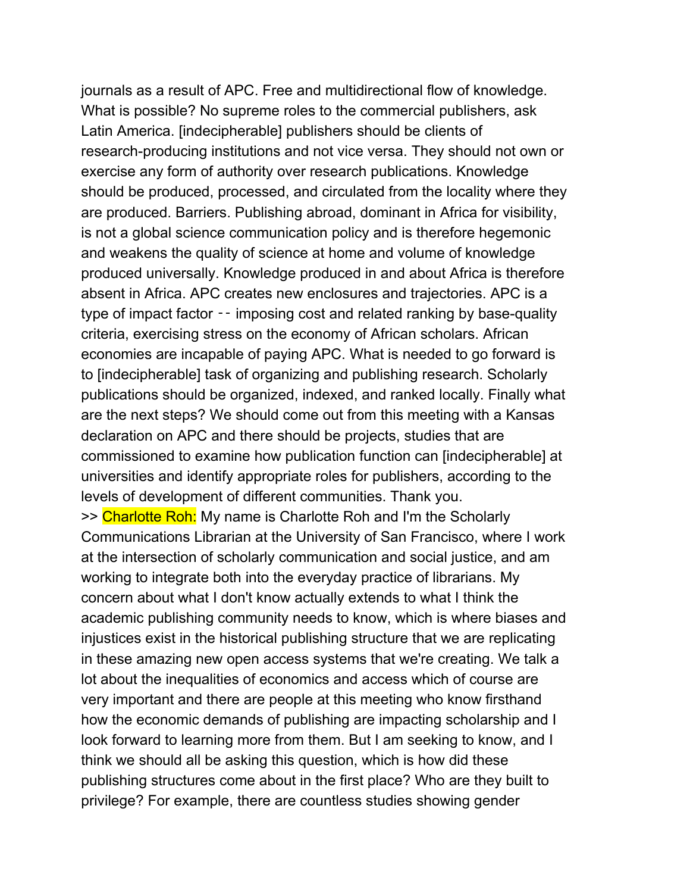journals as a result of APC. Free and multidirectional flow of knowledge. What is possible? No supreme roles to the commercial publishers, ask Latin America. [indecipherable] publishers should be clients of research-producing institutions and not vice versa. They should not own or exercise any form of authority over research publications. Knowledge should be produced, processed, and circulated from the locality where they are produced. Barriers. Publishing abroad, dominant in Africa for visibility, is not a global science communication policy and is therefore hegemonic and weakens the quality of science at home and volume of knowledge produced universally. Knowledge produced in and about Africa is therefore absent in Africa. APC creates new enclosures and trajectories. APC is a type of impact factor -- imposing cost and related ranking by base-quality criteria, exercising stress on the economy of African scholars. African economies are incapable of paying APC. What is needed to go forward is to [indecipherable] task of organizing and publishing research. Scholarly publications should be organized, indexed, and ranked locally. Finally what are the next steps? We should come out from this meeting with a Kansas declaration on APC and there should be projects, studies that are commissioned to examine how publication function can [indecipherable] at universities and identify appropriate roles for publishers, according to the levels of development of different communities. Thank you.

>> Charlotte Roh: My name is Charlotte Roh and I'm the Scholarly Communications Librarian at the University of San Francisco, where I work at the intersection of scholarly communication and social justice, and am working to integrate both into the everyday practice of librarians. My concern about what I don't know actually extends to what I think the academic publishing community needs to know, which is where biases and injustices exist in the historical publishing structure that we are replicating in these amazing new open access systems that we're creating. We talk a lot about the inequalities of economics and access which of course are very important and there are people at this meeting who know firsthand how the economic demands of publishing are impacting scholarship and I look forward to learning more from them. But I am seeking to know, and I think we should all be asking this question, which is how did these publishing structures come about in the first place? Who are they built to privilege? For example, there are countless studies showing gender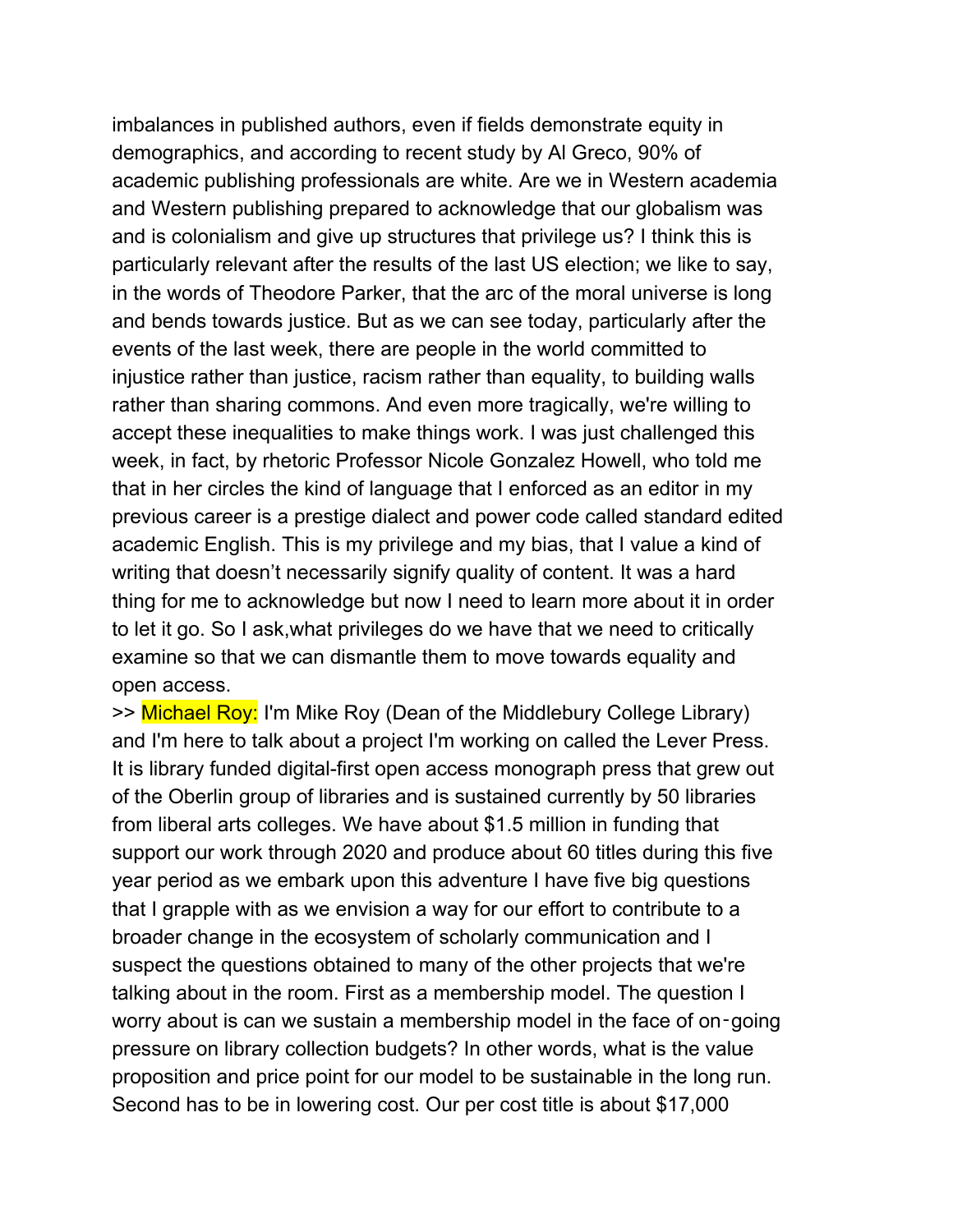imbalances in published authors, even if fields demonstrate equity in demographics, and according to recent study by Al Greco, 90% of academic publishing professionals are white. Are we in Western academia and Western publishing prepared to acknowledge that our globalism was and is colonialism and give up structures that privilege us? I think this is particularly relevant after the results of the last US election; we like to say, in the words of Theodore Parker, that the arc of the moral universe is long and bends towards justice. But as we can see today, particularly after the events of the last week, there are people in the world committed to injustice rather than justice, racism rather than equality, to building walls rather than sharing commons. And even more tragically, we're willing to accept these inequalities to make things work. I was just challenged this week, in fact, by rhetoric Professor Nicole Gonzalez Howell, who told me that in her circles the kind of language that I enforced as an editor in my previous career is a prestige dialect and power code called standard edited academic English. This is my privilege and my bias, that I value a kind of writing that doesn't necessarily signify quality of content. It was a hard thing for me to acknowledge but now I need to learn more about it in order to let it go. So I ask,what privileges do we have that we need to critically examine so that we can dismantle them to move towards equality and open access.

>> Michael Roy: I'm Mike Roy (Dean of the Middlebury College Library) and I'm here to talk about a project I'm working on called the Lever Press. It is library funded digital-first open access monograph press that grew out of the Oberlin group of libraries and is sustained currently by 50 libraries from liberal arts colleges. We have about $1.5 million in funding that support our work through 2020 and produce about 60 titles during this five year period as we embark upon this adventure I have five big questions that I grapple with as we envision a way for our effort to contribute to a broader change in the ecosystem of scholarly communication and I suspect the questions obtained to many of the other projects that we're talking about in the room. First as a membership model. The question I worry about is can we sustain a membership model in the face of on-going pressure on library collection budgets? In other words, what is the value proposition and price point for our model to be sustainable in the long run. Second has to be in lowering cost. Our per cost title is about $17,000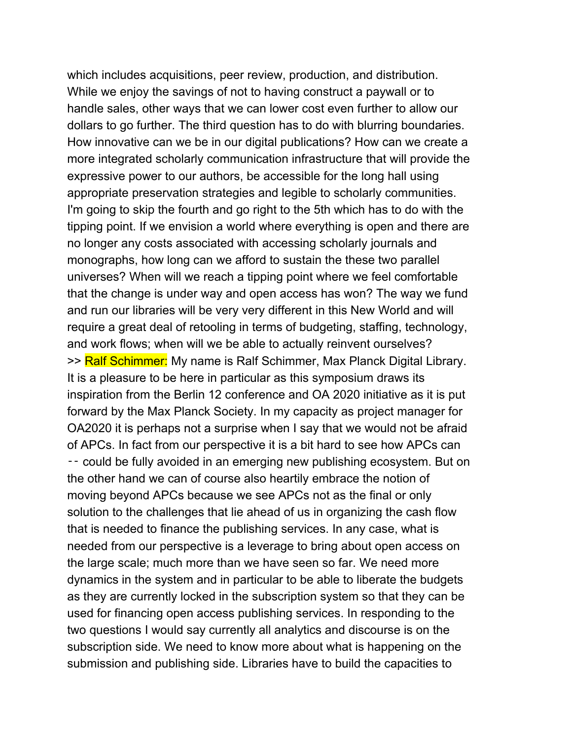which includes acquisitions, peer review, production, and distribution. While we enjoy the savings of not to having construct a paywall or to handle sales, other ways that we can lower cost even further to allow our dollars to go further. The third question has to do with blurring boundaries. How innovative can we be in our digital publications? How can we create a more integrated scholarly communication infrastructure that will provide the expressive power to our authors, be accessible for the long hall using appropriate preservation strategies and legible to scholarly communities. I'm going to skip the fourth and go right to the 5th which has to do with the tipping point. If we envision a world where everything is open and there are no longer any costs associated with accessing scholarly journals and monographs, how long can we afford to sustain the these two parallel universes? When will we reach a tipping point where we feel comfortable that the change is under way and open access has won? The way we fund and run our libraries will be very very different in this New World and will require a great deal of retooling in terms of budgeting, staffing, technology, and work flows; when will we be able to actually reinvent ourselves?

>> Ralf Schimmer: My name is Ralf Schimmer, Max Planck Digital Library. It is a pleasure to be here in particular as this symposium draws its inspiration from the Berlin 12 conference and OA 2020 initiative as it is put forward by the Max Planck Society. In my capacity as project manager for OA2020 it is perhaps not a surprise when I say that we would not be afraid of APCs. In fact from our perspective it is a bit hard to see how APCs can -- could be fully avoided in an emerging new publishing ecosystem. But on the other hand we can of course also heartily embrace the notion of moving beyond APCs because we see APCs not as the final or only solution to the challenges that lie ahead of us in organizing the cash flow that is needed to finance the publishing services. In any case, what is needed from our perspective is a leverage to bring about open access on the large scale; much more than we have seen so far. We need more dynamics in the system and in particular to be able to liberate the budgets as they are currently locked in the subscription system so that they can be used for financing open access publishing services. In responding to the two questions I would say currently all analytics and discourse is on the subscription side. We need to know more about what is happening on the submission and publishing side. Libraries have to build the capacities to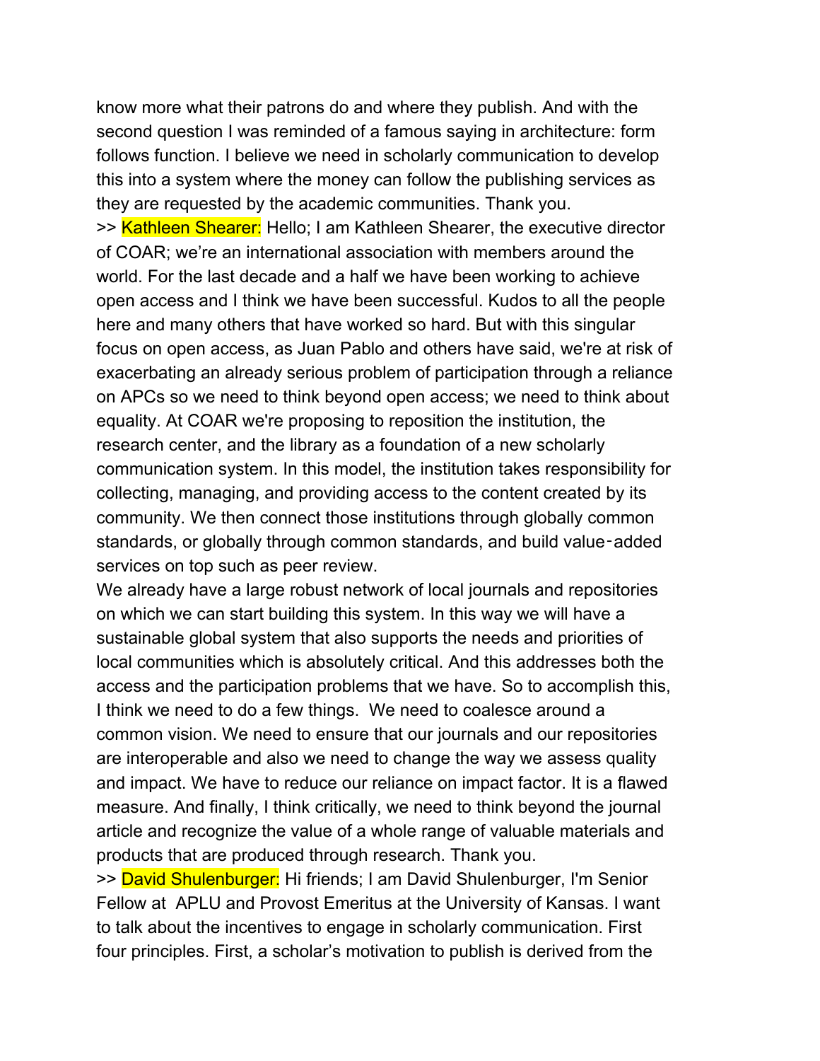know more what their patrons do and where they publish. And with the second question I was reminded of a famous saying in architecture: form follows function. I believe we need in scholarly communication to develop this into a system where the money can follow the publishing services as they are requested by the academic communities. Thank you.

>> Kathleen Shearer: Hello; I am Kathleen Shearer, the executive director of COAR; we're an international association with members around the world. For the last decade and a half we have been working to achieve open access and I think we have been successful. Kudos to all the people here and many others that have worked so hard. But with this singular focus on open access, as Juan Pablo and others have said, we're at risk of exacerbating an already serious problem of participation through a reliance on APCs so we need to think beyond open access; we need to think about equality. At COAR we're proposing to reposition the institution, the research center, and the library as a foundation of a new scholarly communication system. In this model, the institution takes responsibility for collecting, managing, and providing access to the content created by its community. We then connect those institutions through globally common standards, or globally through common standards, and build value-added services on top such as peer review.

We already have a large robust network of local journals and repositories on which we can start building this system. In this way we will have a sustainable global system that also supports the needs and priorities of local communities which is absolutely critical. And this addresses both the access and the participation problems that we have. So to accomplish this, I think we need to do a few things. We need to coalesce around a common vision. We need to ensure that our journals and our repositories are interoperable and also we need to change the way we assess quality and impact. We have to reduce our reliance on impact factor. It is a flawed measure. And finally, I think critically, we need to think beyond the journal article and recognize the value of a whole range of valuable materials and products that are produced through research. Thank you.

>> David Shulenburger: Hi friends; I am David Shulenburger, I'm Senior Fellow at APLU and Provost Emeritus at the University of Kansas. I want to talk about the incentives to engage in scholarly communication. First four principles. First, a scholar's motivation to publish is derived from the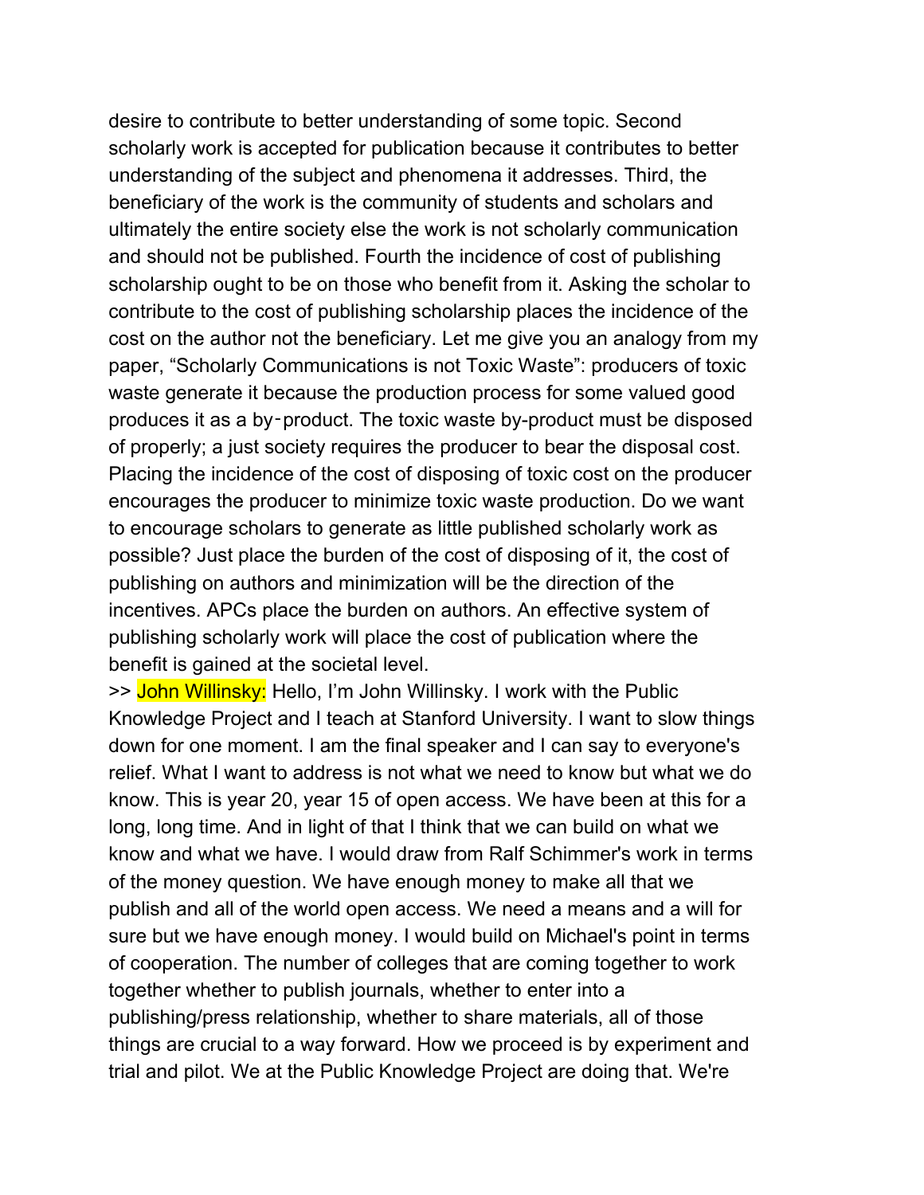desire to contribute to better understanding of some topic. Second scholarly work is accepted for publication because it contributes to better understanding of the subject and phenomena it addresses. Third, the beneficiary of the work is the community of students and scholars and ultimately the entire society else the work is not scholarly communication and should not be published. Fourth the incidence of cost of publishing scholarship ought to be on those who benefit from it. Asking the scholar to contribute to the cost of publishing scholarship places the incidence of the cost on the author not the beneficiary. Let me give you an analogy from my paper, "Scholarly Communications is not Toxic Waste": producers of toxic waste generate it because the production process for some valued good produces it as a by‑product. The toxic waste by-product must be disposed of properly; a just society requires the producer to bear the disposal cost. Placing the incidence of the cost of disposing of toxic cost on the producer encourages the producer to minimize toxic waste production. Do we want to encourage scholars to generate as little published scholarly work as possible? Just place the burden of the cost of disposing of it, the cost of publishing on authors and minimization will be the direction of the incentives. APCs place the burden on authors. An effective system of publishing scholarly work will place the cost of publication where the benefit is gained at the societal level.

>> John Willinsky: Hello, I'm John Willinsky. I work with the Public Knowledge Project and I teach at Stanford University. I want to slow things down for one moment. I am the final speaker and I can say to everyone's relief. What I want to address is not what we need to know but what we do know. This is year 20, year 15 of open access. We have been at this for a long, long time. And in light of that I think that we can build on what we know and what we have. I would draw from Ralf Schimmer's work in terms of the money question. We have enough money to make all that we publish and all of the world open access. We need a means and a will for sure but we have enough money. I would build on Michael's point in terms of cooperation. The number of colleges that are coming together to work together whether to publish journals, whether to enter into a publishing/press relationship, whether to share materials, all of those things are crucial to a way forward. How we proceed is by experiment and trial and pilot. We at the Public Knowledge Project are doing that. We're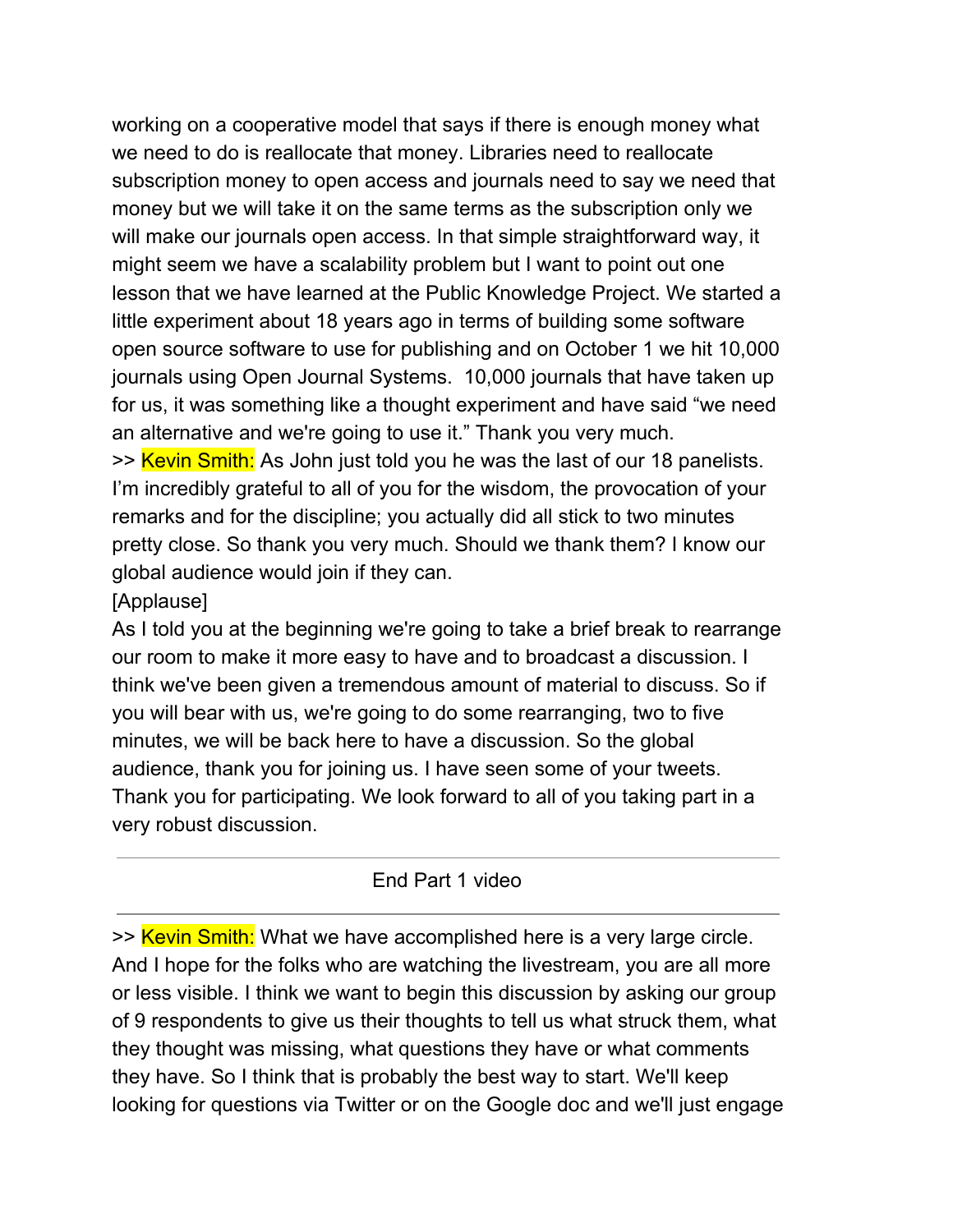working on a cooperative model that says if there is enough money what we need to do is reallocate that money. Libraries need to reallocate subscription money to open access and journals need to say we need that money but we will take it on the same terms as the subscription only we will make our journals open access. In that simple straightforward way, it might seem we have a scalability problem but I want to point out one lesson that we have learned at the Public Knowledge Project. We started a little experiment about 18 years ago in terms of building some software open source software to use for publishing and on October 1 we hit 10,000 journals using Open Journal Systems. 10,000 journals that have taken up for us, it was something like a thought experiment and have said "we need an alternative and we're going to use it." Thank you very much.

>> Kevin Smith: As John just told you he was the last of our 18 panelists. I'm incredibly grateful to all of you for the wisdom, the provocation of your remarks and for the discipline; you actually did all stick to two minutes pretty close. So thank you very much. Should we thank them? I know our global audience would join if they can.

[Applause]

As I told you at the beginning we're going to take a brief break to rearrange our room to make it more easy to have and to broadcast a discussion. I think we've been given a tremendous amount of material to discuss. So if you will bear with us, we're going to do some rearranging, two to five minutes, we will be back here to have a discussion. So the global audience, thank you for joining us. I have seen some of your tweets. Thank you for participating. We look forward to all of you taking part in a very robust discussion.

---

End Part 1 video

---

>> Kevin Smith: What we have accomplished here is a very large circle. And I hope for the folks who are watching the livestream, you are all more or less visible. I think we want to begin this discussion by asking our group of 9 respondents to give us their thoughts to tell us what struck them, what they thought was missing, what questions they have or what comments they have. So I think that is probably the best way to start. We'll keep looking for questions via Twitter or on the Google doc and we'll just engage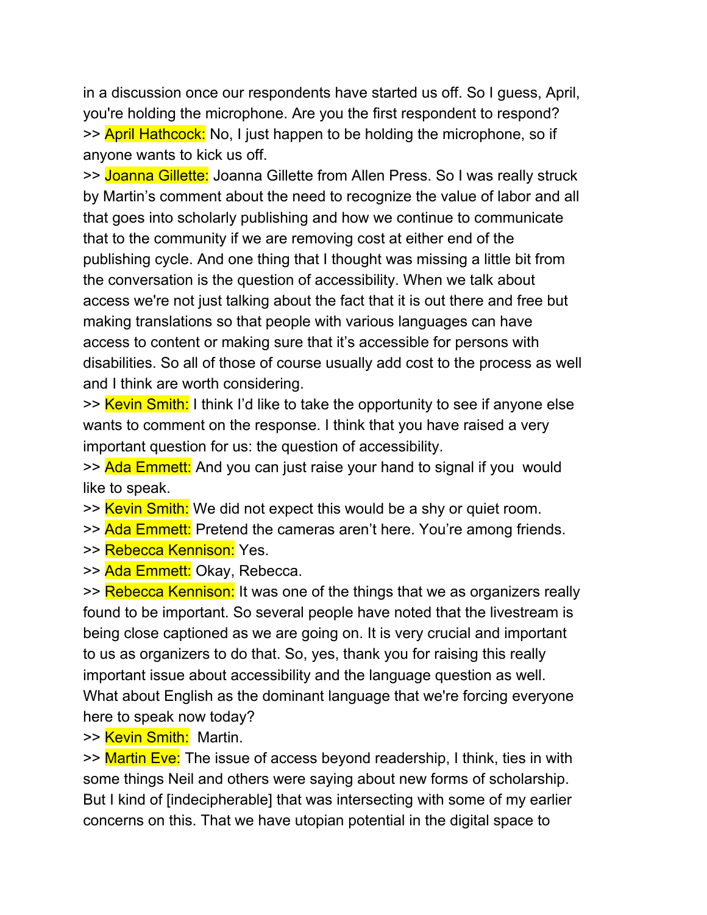in a discussion once our respondents have started us off. So I guess, April, you're holding the microphone. Are you the first respondent to respond?

>> April Hathcock: No, I just happen to be holding the microphone, so if anyone wants to kick us off.

>> Joanna Gillette: Joanna Gillette from Allen Press. So I was really struck by Martin's comment about the need to recognize the value of labor and all that goes into scholarly publishing and how we continue to communicate that to the community if we are removing cost at either end of the publishing cycle. And one thing that I thought was missing a little bit from the conversation is the question of accessibility. When we talk about access we're not just talking about the fact that it is out there and free but making translations so that people with various languages can have access to content or making sure that it's accessible for persons with disabilities. So all of those of course usually add cost to the process as well and I think are worth considering.

>> Kevin Smith: I think I'd like to take the opportunity to see if anyone else wants to comment on the response. I think that you have raised a very important question for us: the question of accessibility.

>> Ada Emmett: And you can just raise your hand to signal if you would like to speak.

>> Kevin Smith: We did not expect this would be a shy or quiet room.

>> Ada Emmett: Pretend the cameras aren't here. You're among friends.

>> Rebecca Kennison: Yes.

>> Ada Emmett: Okay, Rebecca.

>> Rebecca Kennison: It was one of the things that we as organizers really found to be important. So several people have noted that the livestream is being close captioned as we are going on. It is very crucial and important to us as organizers to do that. So, yes, thank you for raising this really important issue about accessibility and the language question as well. What about English as the dominant language that we're forcing everyone here to speak now today?

>> Kevin Smith: Martin.

>> Martin Eve: The issue of access beyond readership, I think, ties in with some things Neil and others were saying about new forms of scholarship. But I kind of [indecipherable] that was intersecting with some of my earlier concerns on this. That we have utopian potential in the digital space to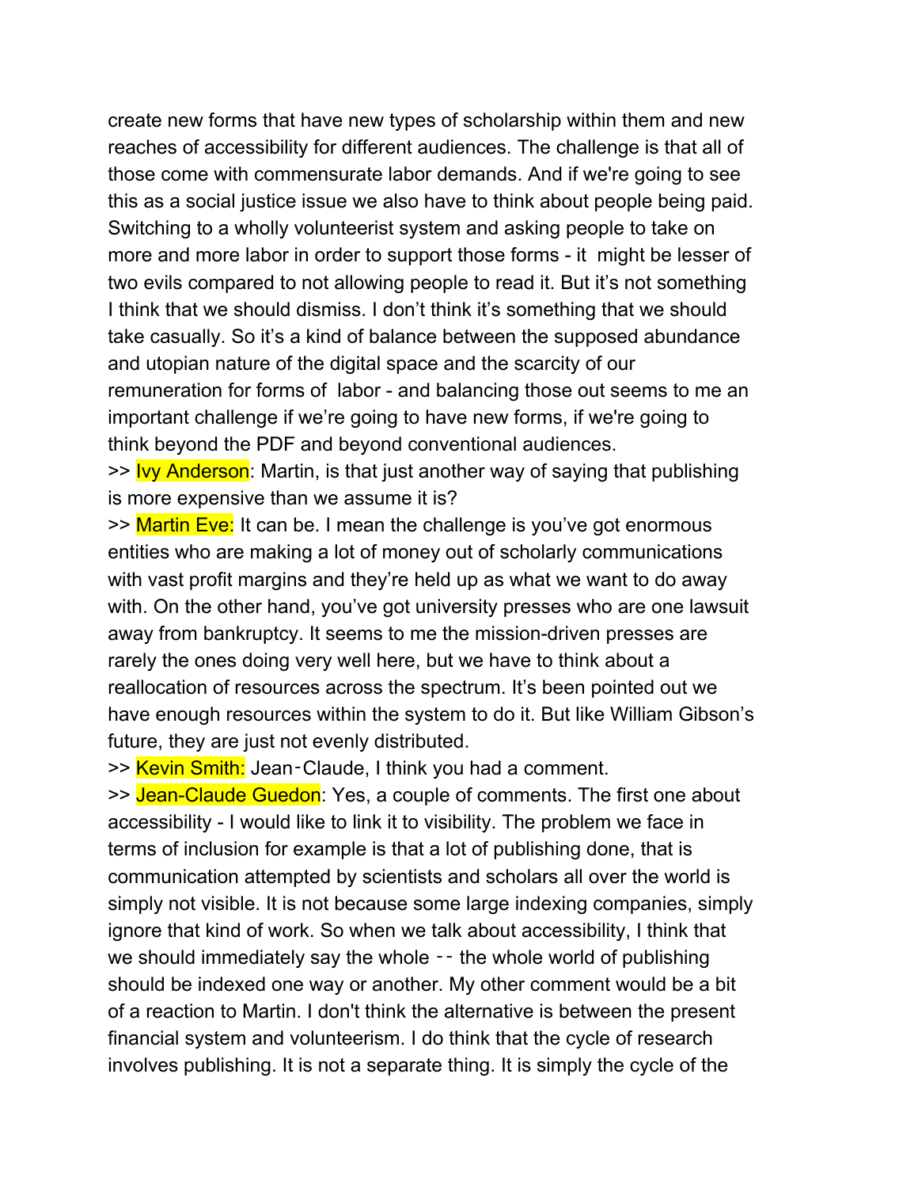create new forms that have new types of scholarship within them and new reaches of accessibility for different audiences. The challenge is that all of those come with commensurate labor demands. And if we're going to see this as a social justice issue we also have to think about people being paid. Switching to a wholly volunteerist system and asking people to take on more and more labor in order to support those forms - it might be lesser of two evils compared to not allowing people to read it. But it's not something I think that we should dismiss. I don't think it's something that we should take casually. So it's a kind of balance between the supposed abundance and utopian nature of the digital space and the scarcity of our remuneration for forms of labor - and balancing those out seems to me an important challenge if we're going to have new forms, if we're going to think beyond the PDF and beyond conventional audiences.

>> Ivy Anderson: Martin, is that just another way of saying that publishing is more expensive than we assume it is?

>> Martin Eve: It can be. I mean the challenge is you've got enormous entities who are making a lot of money out of scholarly communications with vast profit margins and they're held up as what we want to do away with. On the other hand, you've got university presses who are one lawsuit away from bankruptcy. It seems to me the mission-driven presses are rarely the ones doing very well here, but we have to think about a reallocation of resources across the spectrum. It's been pointed out we have enough resources within the system to do it. But like William Gibson's future, they are just not evenly distributed.

>> Kevin Smith: Jean-Claude, I think you had a comment.

>> Jean-Claude Guedon: Yes, a couple of comments. The first one about accessibility - I would like to link it to visibility. The problem we face in terms of inclusion for example is that a lot of publishing done, that is communication attempted by scientists and scholars all over the world is simply not visible. It is not because some large indexing companies, simply ignore that kind of work. So when we talk about accessibility, I think that we should immediately say the whole -- the whole world of publishing should be indexed one way or another. My other comment would be a bit of a reaction to Martin. I don't think the alternative is between the present financial system and volunteerism. I do think that the cycle of research involves publishing. It is not a separate thing. It is simply the cycle of the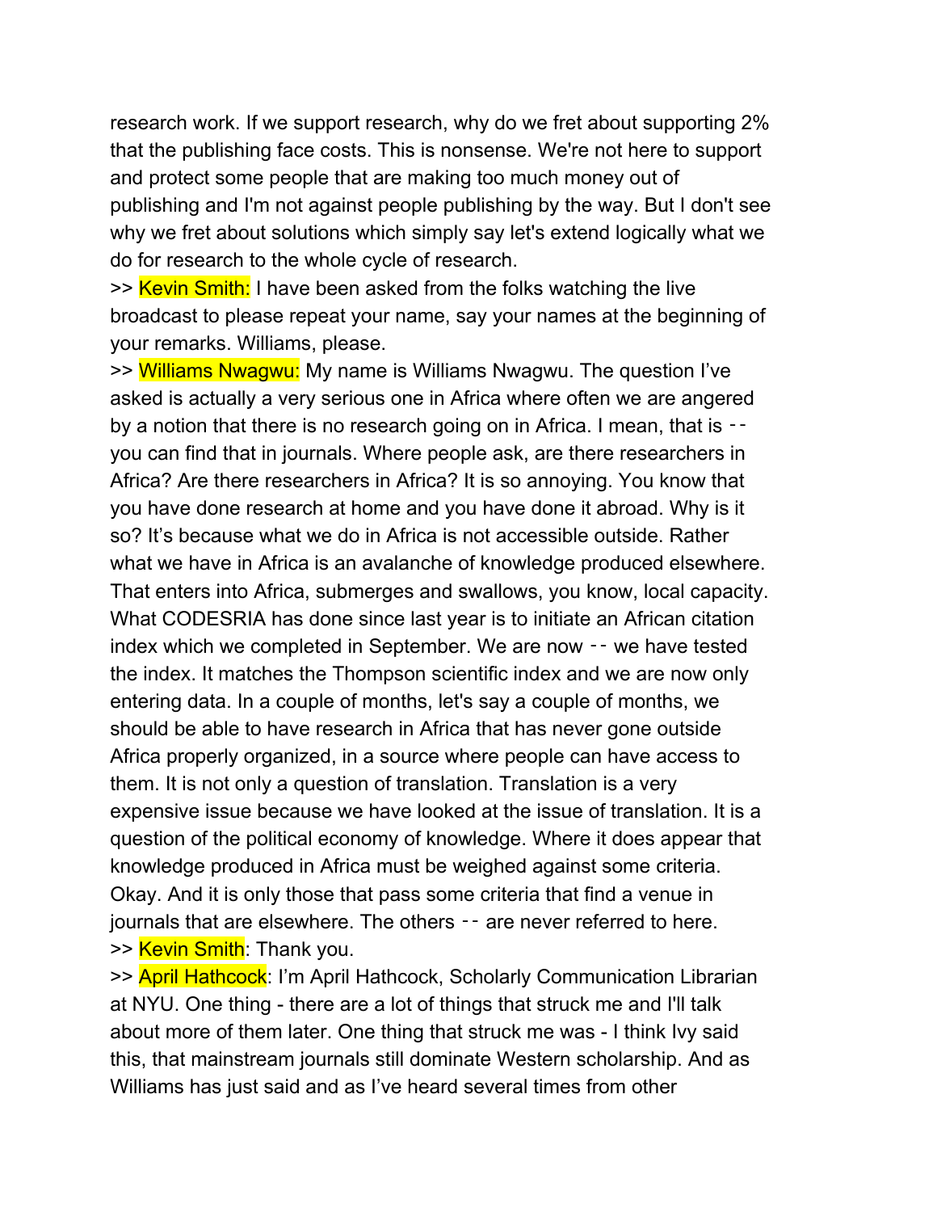research work. If we support research, why do we fret about supporting 2% that the publishing face costs. This is nonsense. We're not here to support and protect some people that are making too much money out of publishing and I'm not against people publishing by the way. But I don't see why we fret about solutions which simply say let's extend logically what we do for research to the whole cycle of research.

>> Kevin Smith: I have been asked from the folks watching the live broadcast to please repeat your name, say your names at the beginning of your remarks. Williams, please.

>> Williams Nwagwu: My name is Williams Nwagwu. The question I've asked is actually a very serious one in Africa where often we are angered by a notion that there is no research going on in Africa. I mean, that is -- you can find that in journals. Where people ask, are there researchers in Africa? Are there researchers in Africa? It is so annoying. You know that you have done research at home and you have done it abroad. Why is it so? It's because what we do in Africa is not accessible outside. Rather what we have in Africa is an avalanche of knowledge produced elsewhere. That enters into Africa, submerges and swallows, you know, local capacity. What CODESRIA has done since last year is to initiate an African citation index which we completed in September. We are now -- we have tested the index. It matches the Thompson scientific index and we are now only entering data. In a couple of months, let's say a couple of months, we should be able to have research in Africa that has never gone outside Africa properly organized, in a source where people can have access to them. It is not only a question of translation. Translation is a very expensive issue because we have looked at the issue of translation. It is a question of the political economy of knowledge. Where it does appear that knowledge produced in Africa must be weighed against some criteria. Okay. And it is only those that pass some criteria that find a venue in journals that are elsewhere. The others -- are never referred to here.

>> Kevin Smith: Thank you.

>> April Hathcock: I'm April Hathcock, Scholarly Communication Librarian at NYU. One thing - there are a lot of things that struck me and I'll talk about more of them later. One thing that struck me was - I think Ivy said this, that mainstream journals still dominate Western scholarship. And as Williams has just said and as I've heard several times from other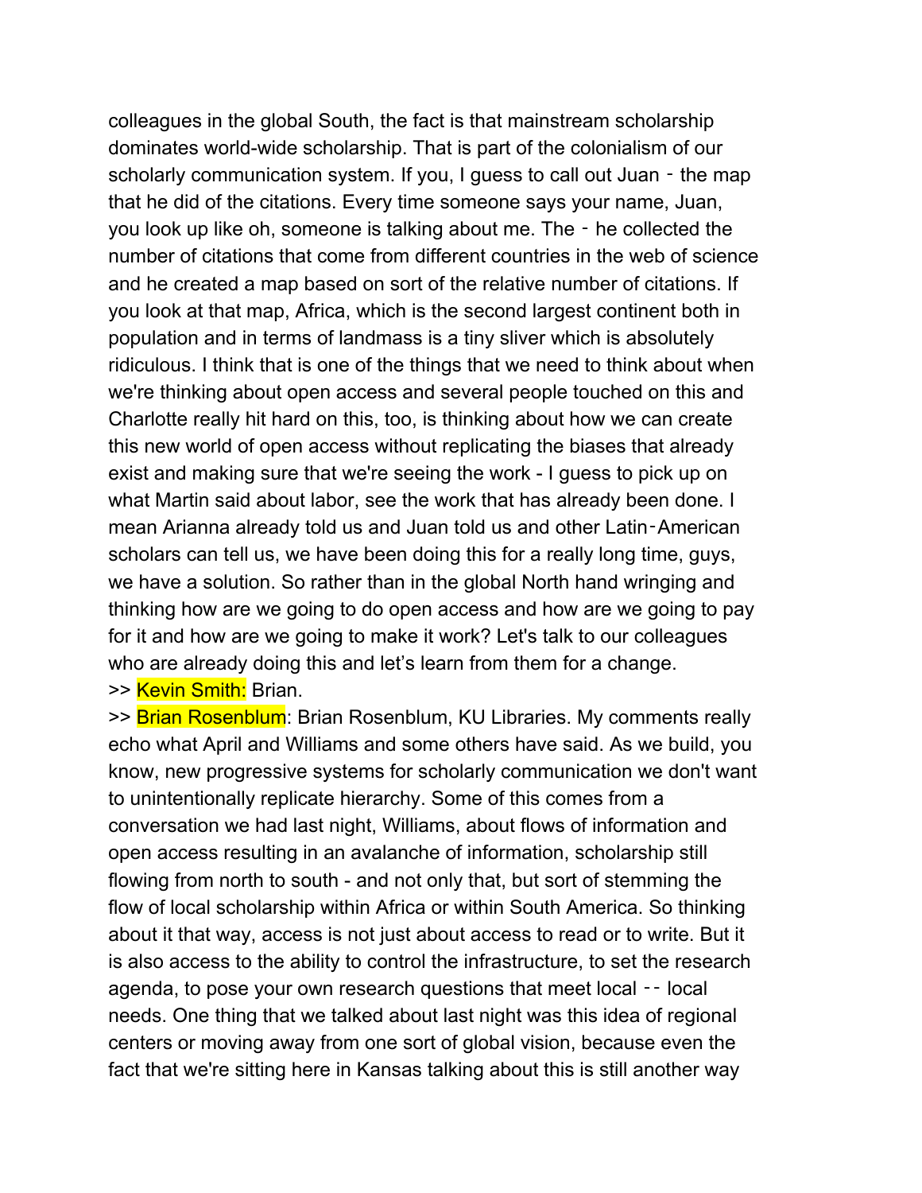colleagues in the global South, the fact is that mainstream scholarship dominates world-wide scholarship. That is part of the colonialism of our scholarly communication system. If you, I guess to call out Juan ‑ the map that he did of the citations. Every time someone says your name, Juan, you look up like oh, someone is talking about me. The ‑ he collected the number of citations that come from different countries in the web of science and he created a map based on sort of the relative number of citations. If you look at that map, Africa, which is the second largest continent both in population and in terms of landmass is a tiny sliver which is absolutely ridiculous. I think that is one of the things that we need to think about when we're thinking about open access and several people touched on this and Charlotte really hit hard on this, too, is thinking about how we can create this new world of open access without replicating the biases that already exist and making sure that we're seeing the work - I guess to pick up on what Martin said about labor, see the work that has already been done. I mean Arianna already told us and Juan told us and other Latin‑American scholars can tell us, we have been doing this for a really long time, guys, we have a solution. So rather than in the global North hand wringing and thinking how are we going to do open access and how are we going to pay for it and how are we going to make it work? Let's talk to our colleagues who are already doing this and let's learn from them for a change.

>> Kevin Smith: Brian.

>> Brian Rosenblum: Brian Rosenblum, KU Libraries. My comments really echo what April and Williams and some others have said. As we build, you know, new progressive systems for scholarly communication we don't want to unintentionally replicate hierarchy. Some of this comes from a conversation we had last night, Williams, about flows of information and open access resulting in an avalanche of information, scholarship still flowing from north to south - and not only that, but sort of stemming the flow of local scholarship within Africa or within South America. So thinking about it that way, access is not just about access to read or to write. But it is also access to the ability to control the infrastructure, to set the research agenda, to pose your own research questions that meet local ‑‑ local needs. One thing that we talked about last night was this idea of regional centers or moving away from one sort of global vision, because even the fact that we're sitting here in Kansas talking about this is still another way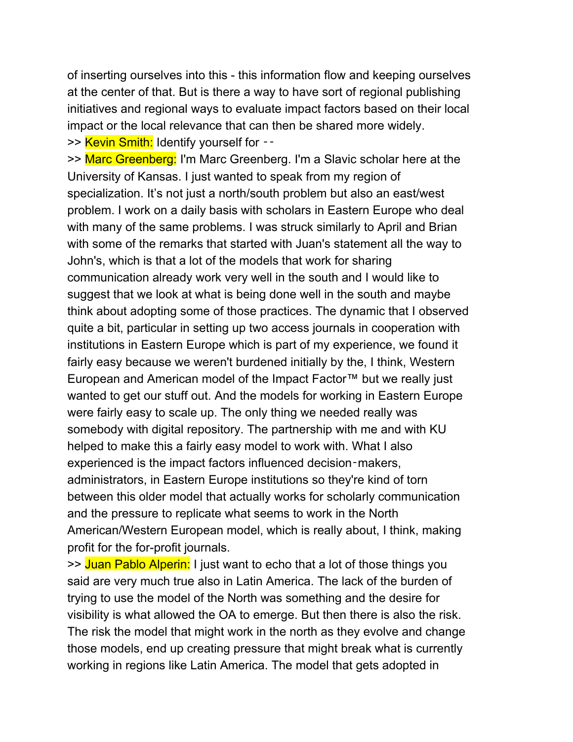of inserting ourselves into this - this information flow and keeping ourselves at the center of that. But is there a way to have sort of regional publishing initiatives and regional ways to evaluate impact factors based on their local impact or the local relevance that can then be shared more widely.

>> Kevin Smith: Identify yourself for --

>> Marc Greenberg: I'm Marc Greenberg. I'm a Slavic scholar here at the University of Kansas. I just wanted to speak from my region of specialization. It's not just a north/south problem but also an east/west problem. I work on a daily basis with scholars in Eastern Europe who deal with many of the same problems. I was struck similarly to April and Brian with some of the remarks that started with Juan's statement all the way to John's, which is that a lot of the models that work for sharing communication already work very well in the south and I would like to suggest that we look at what is being done well in the south and maybe think about adopting some of those practices. The dynamic that I observed quite a bit, particular in setting up two access journals in cooperation with institutions in Eastern Europe which is part of my experience, we found it fairly easy because we weren't burdened initially by the, I think, Western European and American model of the Impact Factor™ but we really just wanted to get our stuff out. And the models for working in Eastern Europe were fairly easy to scale up. The only thing we needed really was somebody with digital repository. The partnership with me and with KU helped to make this a fairly easy model to work with. What I also experienced is the impact factors influenced decision-makers, administrators, in Eastern Europe institutions so they're kind of torn between this older model that actually works for scholarly communication and the pressure to replicate what seems to work in the North American/Western European model, which is really about, I think, making profit for the for-profit journals.

>> Juan Pablo Alperin: I just want to echo that a lot of those things you said are very much true also in Latin America. The lack of the burden of trying to use the model of the North was something and the desire for visibility is what allowed the OA to emerge. But then there is also the risk. The risk the model that might work in the north as they evolve and change those models, end up creating pressure that might break what is currently working in regions like Latin America. The model that gets adopted in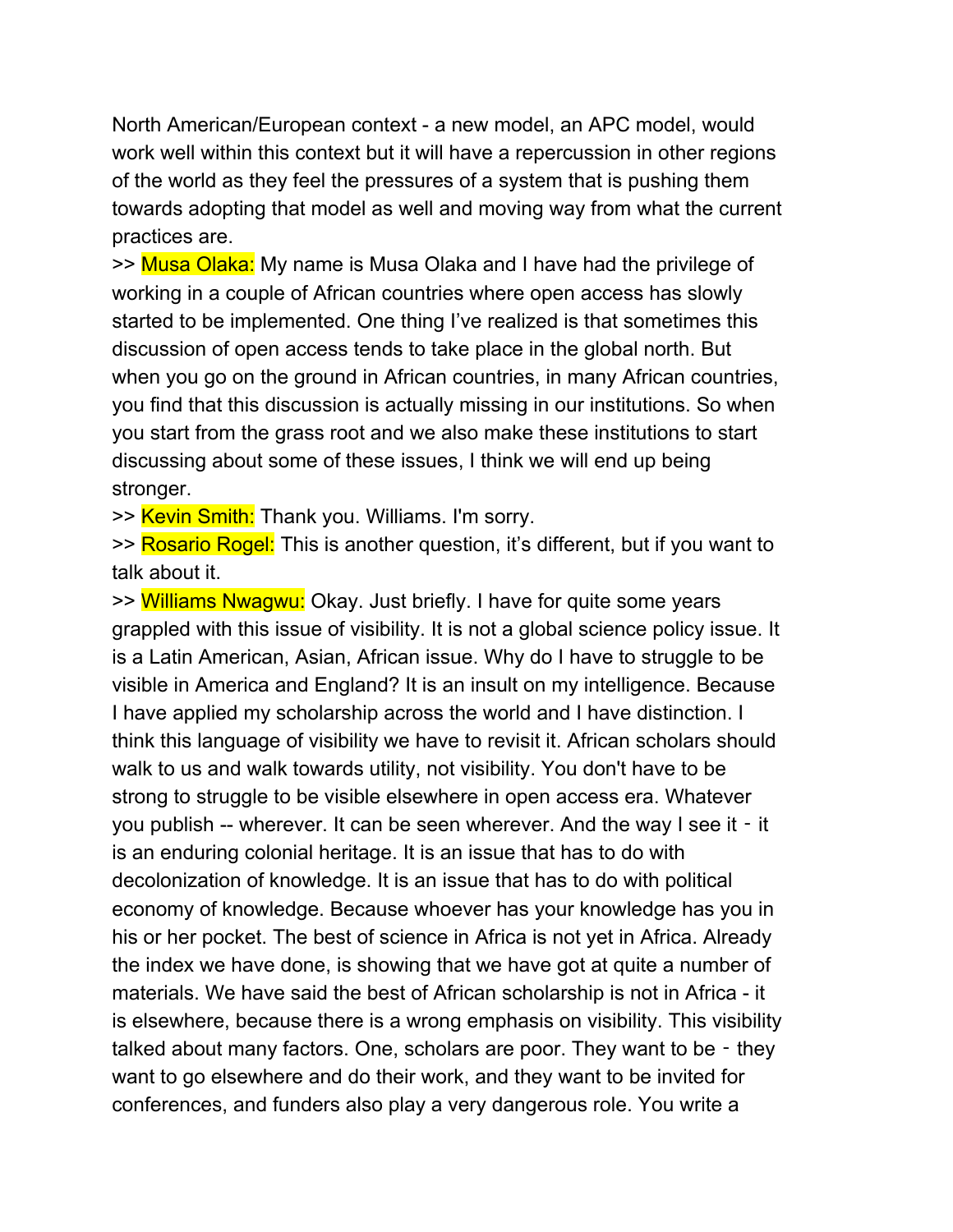North American/European context - a new model, an APC model, would work well within this context but it will have a repercussion in other regions of the world as they feel the pressures of a system that is pushing them towards adopting that model as well and moving way from what the current practices are.

>> Musa Olaka: My name is Musa Olaka and I have had the privilege of working in a couple of African countries where open access has slowly started to be implemented. One thing I've realized is that sometimes this discussion of open access tends to take place in the global north. But when you go on the ground in African countries, in many African countries, you find that this discussion is actually missing in our institutions. So when you start from the grass root and we also make these institutions to start discussing about some of these issues, I think we will end up being stronger.

>> Kevin Smith: Thank you. Williams. I'm sorry.

>> Rosario Rogel: This is another question, it's different, but if you want to talk about it.

>> Williams Nwagwu: Okay. Just briefly. I have for quite some years grappled with this issue of visibility. It is not a global science policy issue. It is a Latin American, Asian, African issue. Why do I have to struggle to be visible in America and England? It is an insult on my intelligence. Because I have applied my scholarship across the world and I have distinction. I think this language of visibility we have to revisit it. African scholars should walk to us and walk towards utility, not visibility. You don't have to be strong to struggle to be visible elsewhere in open access era. Whatever you publish -- wherever. It can be seen wherever. And the way I see it ‑ it is an enduring colonial heritage. It is an issue that has to do with decolonization of knowledge. It is an issue that has to do with political economy of knowledge. Because whoever has your knowledge has you in his or her pocket. The best of science in Africa is not yet in Africa. Already the index we have done, is showing that we have got at quite a number of materials. We have said the best of African scholarship is not in Africa - it is elsewhere, because there is a wrong emphasis on visibility. This visibility talked about many factors. One, scholars are poor. They want to be ‑ they want to go elsewhere and do their work, and they want to be invited for conferences, and funders also play a very dangerous role. You write a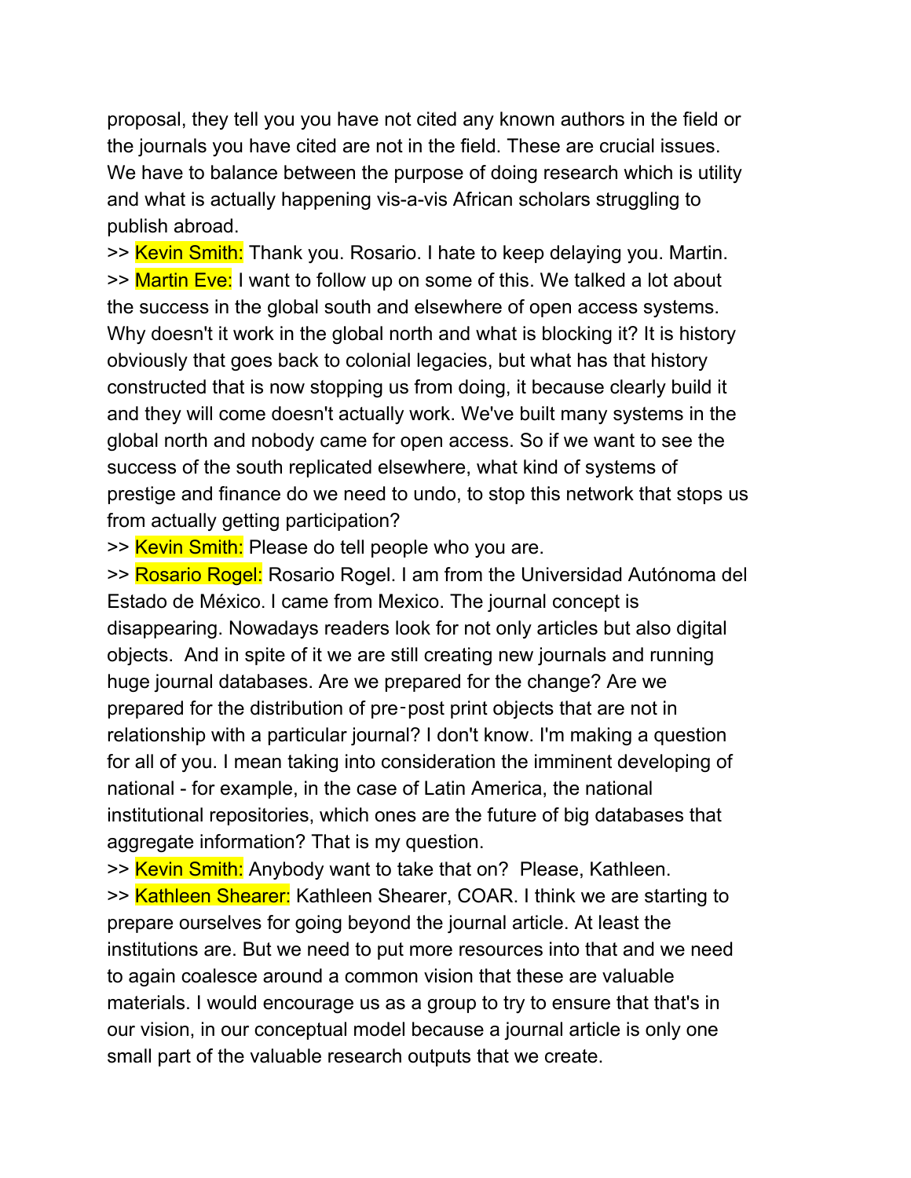proposal, they tell you you have not cited any known authors in the field or the journals you have cited are not in the field. These are crucial issues. We have to balance between the purpose of doing research which is utility and what is actually happening vis-a-vis African scholars struggling to publish abroad.

>> Kevin Smith: Thank you. Rosario. I hate to keep delaying you. Martin.

>> Martin Eve: I want to follow up on some of this. We talked a lot about the success in the global south and elsewhere of open access systems. Why doesn't it work in the global north and what is blocking it? It is history obviously that goes back to colonial legacies, but what has that history constructed that is now stopping us from doing, it because clearly build it and they will come doesn't actually work. We've built many systems in the global north and nobody came for open access. So if we want to see the success of the south replicated elsewhere, what kind of systems of prestige and finance do we need to undo, to stop this network that stops us from actually getting participation?

>> Kevin Smith: Please do tell people who you are.

>> Rosario Rogel: Rosario Rogel. I am from the Universidad Autónoma del Estado de México. I came from Mexico. The journal concept is disappearing. Nowadays readers look for not only articles but also digital objects. And in spite of it we are still creating new journals and running huge journal databases. Are we prepared for the change? Are we prepared for the distribution of pre‑post print objects that are not in relationship with a particular journal? I don't know. I'm making a question for all of you. I mean taking into consideration the imminent developing of national - for example, in the case of Latin America, the national institutional repositories, which ones are the future of big databases that aggregate information? That is my question.

>> Kevin Smith: Anybody want to take that on? Please, Kathleen.

>> Kathleen Shearer: Kathleen Shearer, COAR. I think we are starting to prepare ourselves for going beyond the journal article. At least the institutions are. But we need to put more resources into that and we need to again coalesce around a common vision that these are valuable materials. I would encourage us as a group to try to ensure that that's in our vision, in our conceptual model because a journal article is only one small part of the valuable research outputs that we create.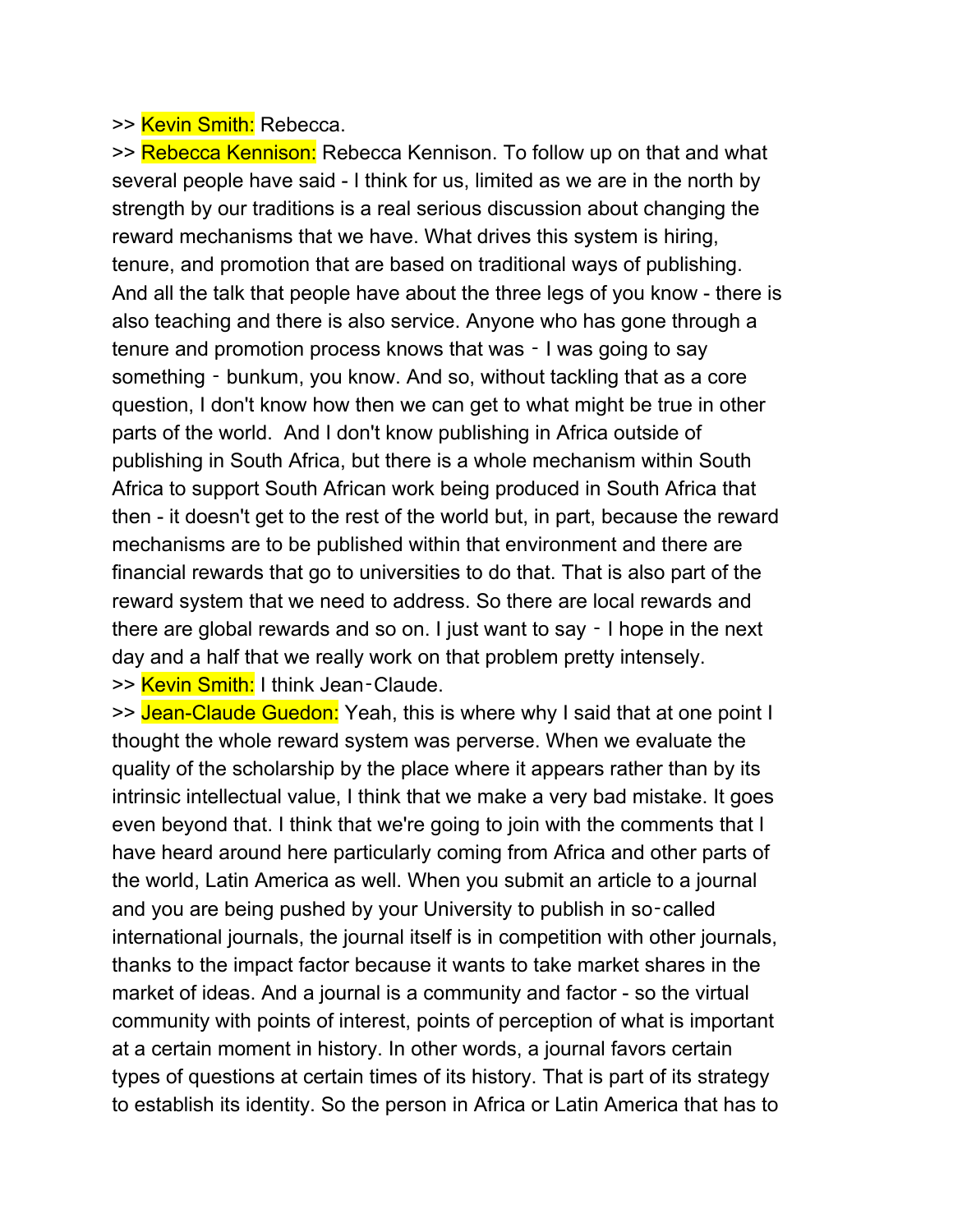>> Kevin Smith: Rebecca.

>> Rebecca Kennison: Rebecca Kennison. To follow up on that and what several people have said - I think for us, limited as we are in the north by strength by our traditions is a real serious discussion about changing the reward mechanisms that we have. What drives this system is hiring, tenure, and promotion that are based on traditional ways of publishing. And all the talk that people have about the three legs of you know - there is also teaching and there is also service. Anyone who has gone through a tenure and promotion process knows that was ‑ I was going to say something ‑ bunkum, you know. And so, without tackling that as a core question, I don't know how then we can get to what might be true in other parts of the world. And I don't know publishing in Africa outside of publishing in South Africa, but there is a whole mechanism within South Africa to support South African work being produced in South Africa that then - it doesn't get to the rest of the world but, in part, because the reward mechanisms are to be published within that environment and there are financial rewards that go to universities to do that. That is also part of the reward system that we need to address. So there are local rewards and there are global rewards and so on. I just want to say ‑ I hope in the next day and a half that we really work on that problem pretty intensely.

>> Kevin Smith: I think Jean‑Claude.

>> Jean-Claude Guedon: Yeah, this is where why I said that at one point I thought the whole reward system was perverse. When we evaluate the quality of the scholarship by the place where it appears rather than by its intrinsic intellectual value, I think that we make a very bad mistake. It goes even beyond that. I think that we're going to join with the comments that I have heard around here particularly coming from Africa and other parts of the world, Latin America as well. When you submit an article to a journal and you are being pushed by your University to publish in so‑called international journals, the journal itself is in competition with other journals, thanks to the impact factor because it wants to take market shares in the market of ideas. And a journal is a community and factor - so the virtual community with points of interest, points of perception of what is important at a certain moment in history. In other words, a journal favors certain types of questions at certain times of its history. That is part of its strategy to establish its identity. So the person in Africa or Latin America that has to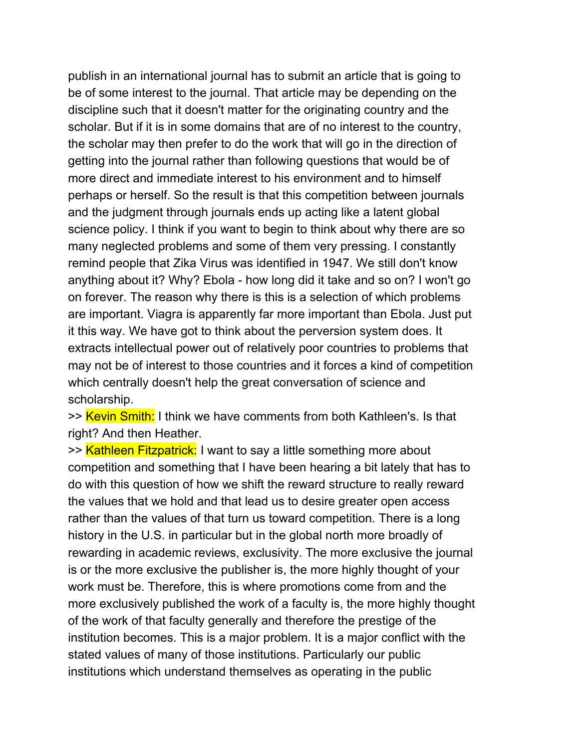publish in an international journal has to submit an article that is going to be of some interest to the journal. That article may be depending on the discipline such that it doesn't matter for the originating country and the scholar. But if it is in some domains that are of no interest to the country, the scholar may then prefer to do the work that will go in the direction of getting into the journal rather than following questions that would be of more direct and immediate interest to his environment and to himself perhaps or herself. So the result is that this competition between journals and the judgment through journals ends up acting like a latent global science policy. I think if you want to begin to think about why there are so many neglected problems and some of them very pressing. I constantly remind people that Zika Virus was identified in 1947. We still don't know anything about it? Why? Ebola - how long did it take and so on? I won't go on forever. The reason why there is this is a selection of which problems are important. Viagra is apparently far more important than Ebola. Just put it this way. We have got to think about the perversion system does. It extracts intellectual power out of relatively poor countries to problems that may not be of interest to those countries and it forces a kind of competition which centrally doesn't help the great conversation of science and scholarship.

>> Kevin Smith: I think we have comments from both Kathleen's. Is that right? And then Heather.

>> Kathleen Fitzpatrick: I want to say a little something more about competition and something that I have been hearing a bit lately that has to do with this question of how we shift the reward structure to really reward the values that we hold and that lead us to desire greater open access rather than the values of that turn us toward competition. There is a long history in the U.S. in particular but in the global north more broadly of rewarding in academic reviews, exclusivity. The more exclusive the journal is or the more exclusive the publisher is, the more highly thought of your work must be. Therefore, this is where promotions come from and the more exclusively published the work of a faculty is, the more highly thought of the work of that faculty generally and therefore the prestige of the institution becomes. This is a major problem. It is a major conflict with the stated values of many of those institutions. Particularly our public institutions which understand themselves as operating in the public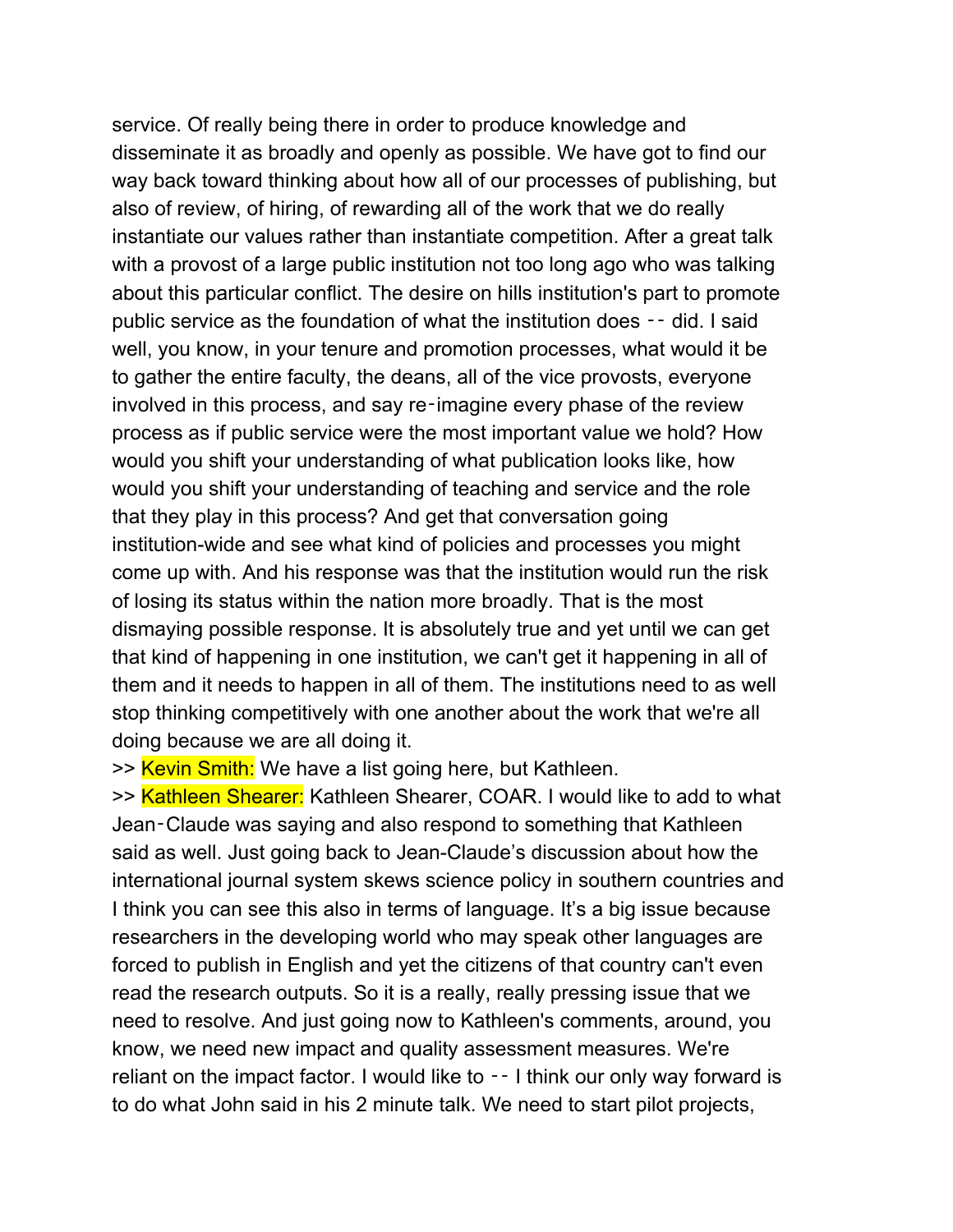service. Of really being there in order to produce knowledge and disseminate it as broadly and openly as possible. We have got to find our way back toward thinking about how all of our processes of publishing, but also of review, of hiring, of rewarding all of the work that we do really instantiate our values rather than instantiate competition. After a great talk with a provost of a large public institution not too long ago who was talking about this particular conflict. The desire on hills institution's part to promote public service as the foundation of what the institution does ‑‑ did. I said well, you know, in your tenure and promotion processes, what would it be to gather the entire faculty, the deans, all of the vice provosts, everyone involved in this process, and say re‑imagine every phase of the review process as if public service were the most important value we hold? How would you shift your understanding of what publication looks like, how would you shift your understanding of teaching and service and the role that they play in this process? And get that conversation going institution-wide and see what kind of policies and processes you might come up with. And his response was that the institution would run the risk of losing its status within the nation more broadly. That is the most dismaying possible response. It is absolutely true and yet until we can get that kind of happening in one institution, we can't get it happening in all of them and it needs to happen in all of them. The institutions need to as well stop thinking competitively with one another about the work that we're all doing because we are all doing it.

>> Kevin Smith: We have a list going here, but Kathleen.

>> Kathleen Shearer: Kathleen Shearer, COAR. I would like to add to what Jean‑Claude was saying and also respond to something that Kathleen said as well. Just going back to Jean-Claude's discussion about how the international journal system skews science policy in southern countries and I think you can see this also in terms of language. It's a big issue because researchers in the developing world who may speak other languages are forced to publish in English and yet the citizens of that country can't even read the research outputs. So it is a really, really pressing issue that we need to resolve. And just going now to Kathleen's comments, around, you know, we need new impact and quality assessment measures. We're reliant on the impact factor. I would like to ‑‑ I think our only way forward is to do what John said in his 2 minute talk. We need to start pilot projects,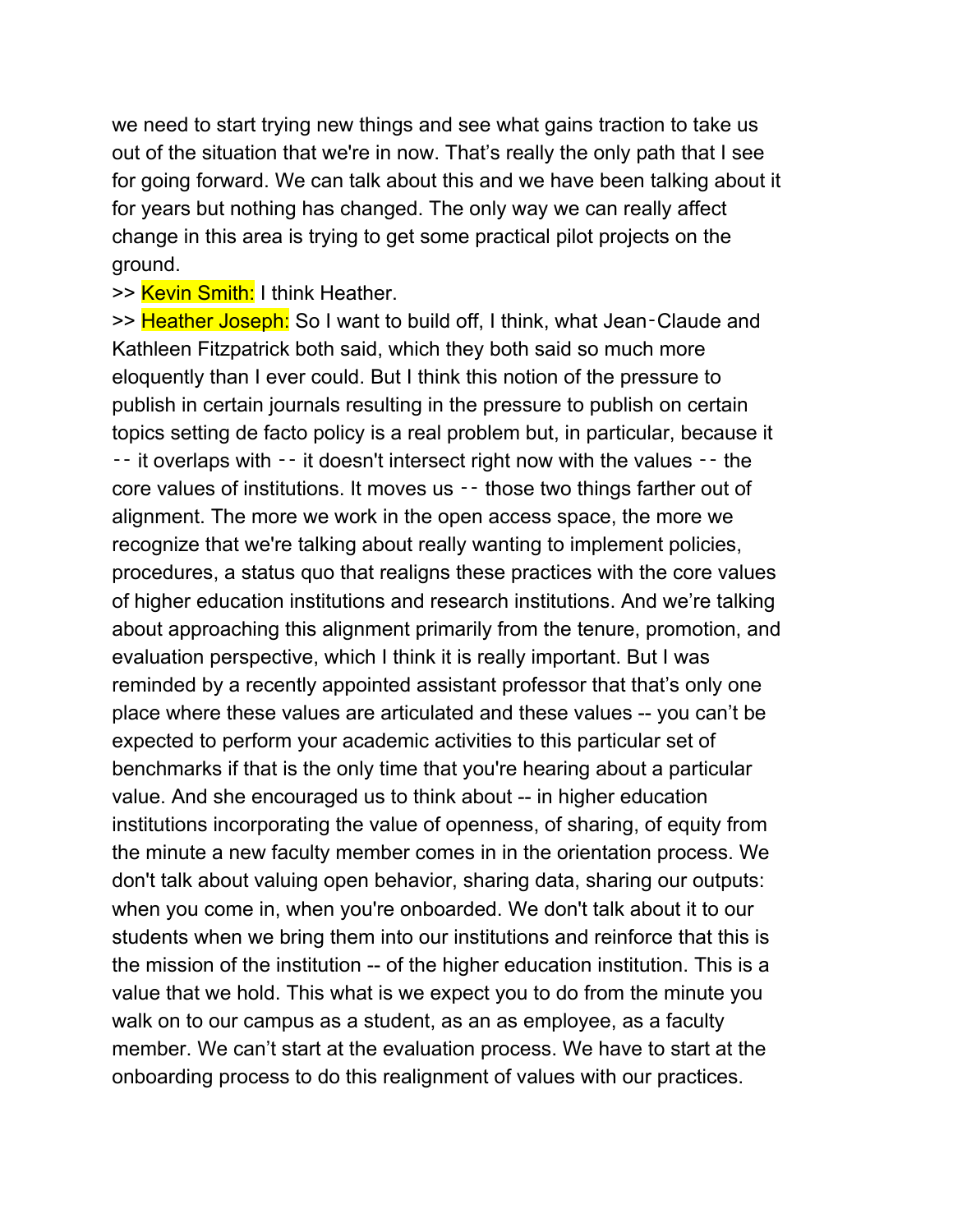we need to start trying new things and see what gains traction to take us out of the situation that we're in now. That's really the only path that I see for going forward. We can talk about this and we have been talking about it for years but nothing has changed. The only way we can really affect change in this area is trying to get some practical pilot projects on the ground.

>> Kevin Smith: I think Heather.

>> Heather Joseph: So I want to build off, I think, what Jean‑Claude and Kathleen Fitzpatrick both said, which they both said so much more eloquently than I ever could. But I think this notion of the pressure to publish in certain journals resulting in the pressure to publish on certain topics setting de facto policy is a real problem but, in particular, because it ‑‑ it overlaps with ‑‑ it doesn't intersect right now with the values ‑‑ the core values of institutions. It moves us ‑‑ those two things farther out of alignment. The more we work in the open access space, the more we recognize that we're talking about really wanting to implement policies, procedures, a status quo that realigns these practices with the core values of higher education institutions and research institutions. And we're talking about approaching this alignment primarily from the tenure, promotion, and evaluation perspective, which I think it is really important. But I was reminded by a recently appointed assistant professor that that's only one place where these values are articulated and these values -- you can't be expected to perform your academic activities to this particular set of benchmarks if that is the only time that you're hearing about a particular value. And she encouraged us to think about -- in higher education institutions incorporating the value of openness, of sharing, of equity from the minute a new faculty member comes in in the orientation process. We don't talk about valuing open behavior, sharing data, sharing our outputs: when you come in, when you're onboarded. We don't talk about it to our students when we bring them into our institutions and reinforce that this is the mission of the institution -- of the higher education institution. This is a value that we hold. This what is we expect you to do from the minute you walk on to our campus as a student, as an as employee, as a faculty member. We can't start at the evaluation process. We have to start at the onboarding process to do this realignment of values with our practices.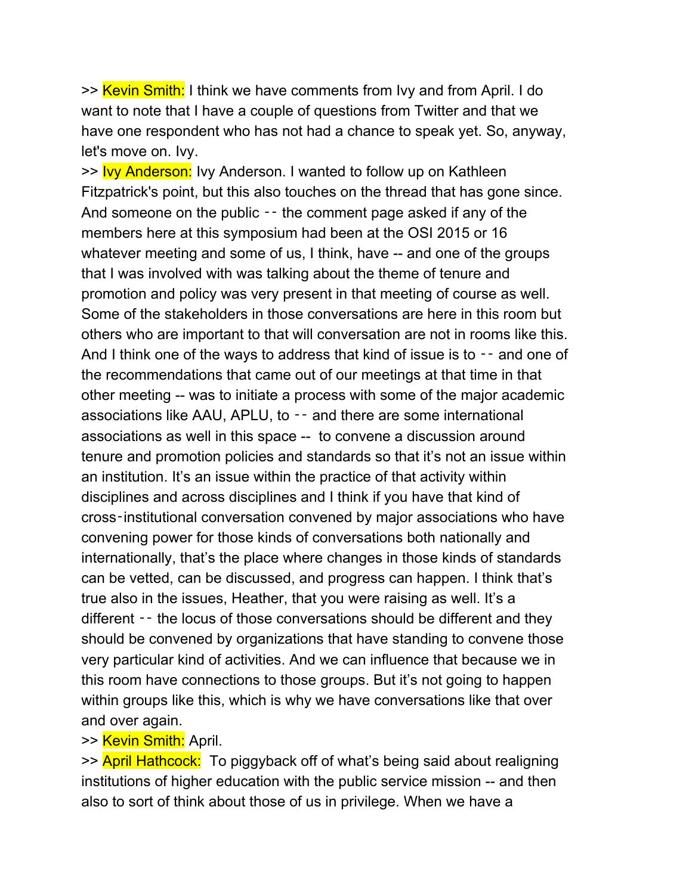>> Kevin Smith: I think we have comments from Ivy and from April. I do want to note that I have a couple of questions from Twitter and that we have one respondent who has not had a chance to speak yet. So, anyway, let's move on. Ivy.

>> Ivy Anderson: Ivy Anderson. I wanted to follow up on Kathleen Fitzpatrick's point, but this also touches on the thread that has gone since. And someone on the public ‑‑ the comment page asked if any of the members here at this symposium had been at the OSI 2015 or 16 whatever meeting and some of us, I think, have -- and one of the groups that I was involved with was talking about the theme of tenure and promotion and policy was very present in that meeting of course as well. Some of the stakeholders in those conversations are here in this room but others who are important to that will conversation are not in rooms like this. And I think one of the ways to address that kind of issue is to ‑‑ and one of the recommendations that came out of our meetings at that time in that other meeting -- was to initiate a process with some of the major academic associations like AAU, APLU, to ‑‑ and there are some international associations as well in this space -- to convene a discussion around tenure and promotion policies and standards so that it's not an issue within an institution. It's an issue within the practice of that activity within disciplines and across disciplines and I think if you have that kind of cross‑institutional conversation convened by major associations who have convening power for those kinds of conversations both nationally and internationally, that's the place where changes in those kinds of standards can be vetted, can be discussed, and progress can happen. I think that's true also in the issues, Heather, that you were raising as well. It's a different ‑‑ the locus of those conversations should be different and they should be convened by organizations that have standing to convene those very particular kind of activities. And we can influence that because we in this room have connections to those groups. But it's not going to happen within groups like this, which is why we have conversations like that over and over again.

>> Kevin Smith: April.

>> April Hathcock: To piggyback off of what's being said about realigning institutions of higher education with the public service mission -- and then also to sort of think about those of us in privilege. When we have a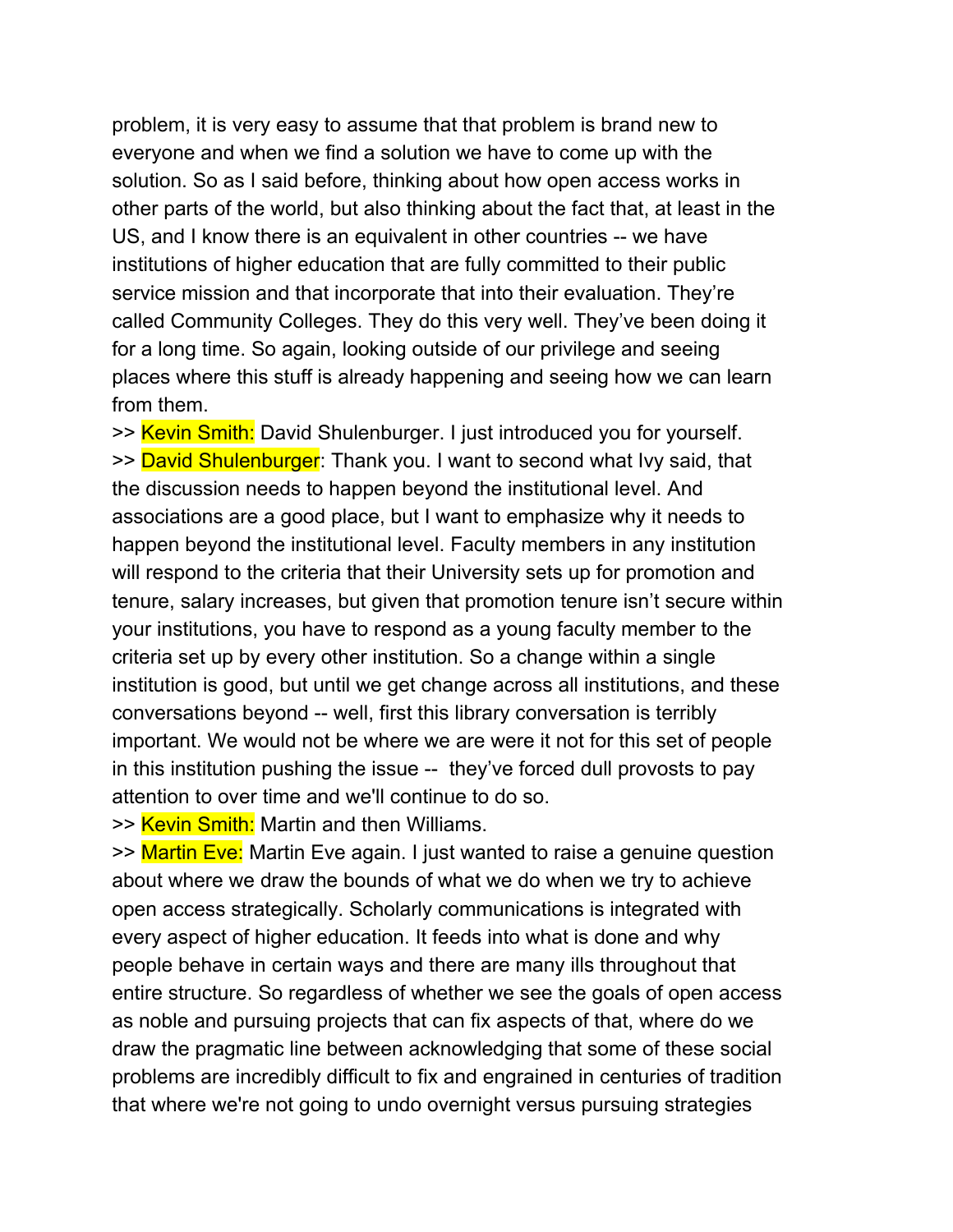problem, it is very easy to assume that that problem is brand new to everyone and when we find a solution we have to come up with the solution. So as I said before, thinking about how open access works in other parts of the world, but also thinking about the fact that, at least in the US, and I know there is an equivalent in other countries -- we have institutions of higher education that are fully committed to their public service mission and that incorporate that into their evaluation. They're called Community Colleges. They do this very well. They've been doing it for a long time. So again, looking outside of our privilege and seeing places where this stuff is already happening and seeing how we can learn from them.

>> Kevin Smith: David Shulenburger. I just introduced you for yourself.

>> David Shulenburger: Thank you. I want to second what Ivy said, that the discussion needs to happen beyond the institutional level. And associations are a good place, but I want to emphasize why it needs to happen beyond the institutional level. Faculty members in any institution will respond to the criteria that their University sets up for promotion and tenure, salary increases, but given that promotion tenure isn't secure within your institutions, you have to respond as a young faculty member to the criteria set up by every other institution. So a change within a single institution is good, but until we get change across all institutions, and these conversations beyond -- well, first this library conversation is terribly important. We would not be where we are were it not for this set of people in this institution pushing the issue -- they've forced dull provosts to pay attention to over time and we'll continue to do so.

>> Kevin Smith: Martin and then Williams.

>> Martin Eve: Martin Eve again. I just wanted to raise a genuine question about where we draw the bounds of what we do when we try to achieve open access strategically. Scholarly communications is integrated with every aspect of higher education. It feeds into what is done and why people behave in certain ways and there are many ills throughout that entire structure. So regardless of whether we see the goals of open access as noble and pursuing projects that can fix aspects of that, where do we draw the pragmatic line between acknowledging that some of these social problems are incredibly difficult to fix and engrained in centuries of tradition that where we're not going to undo overnight versus pursuing strategies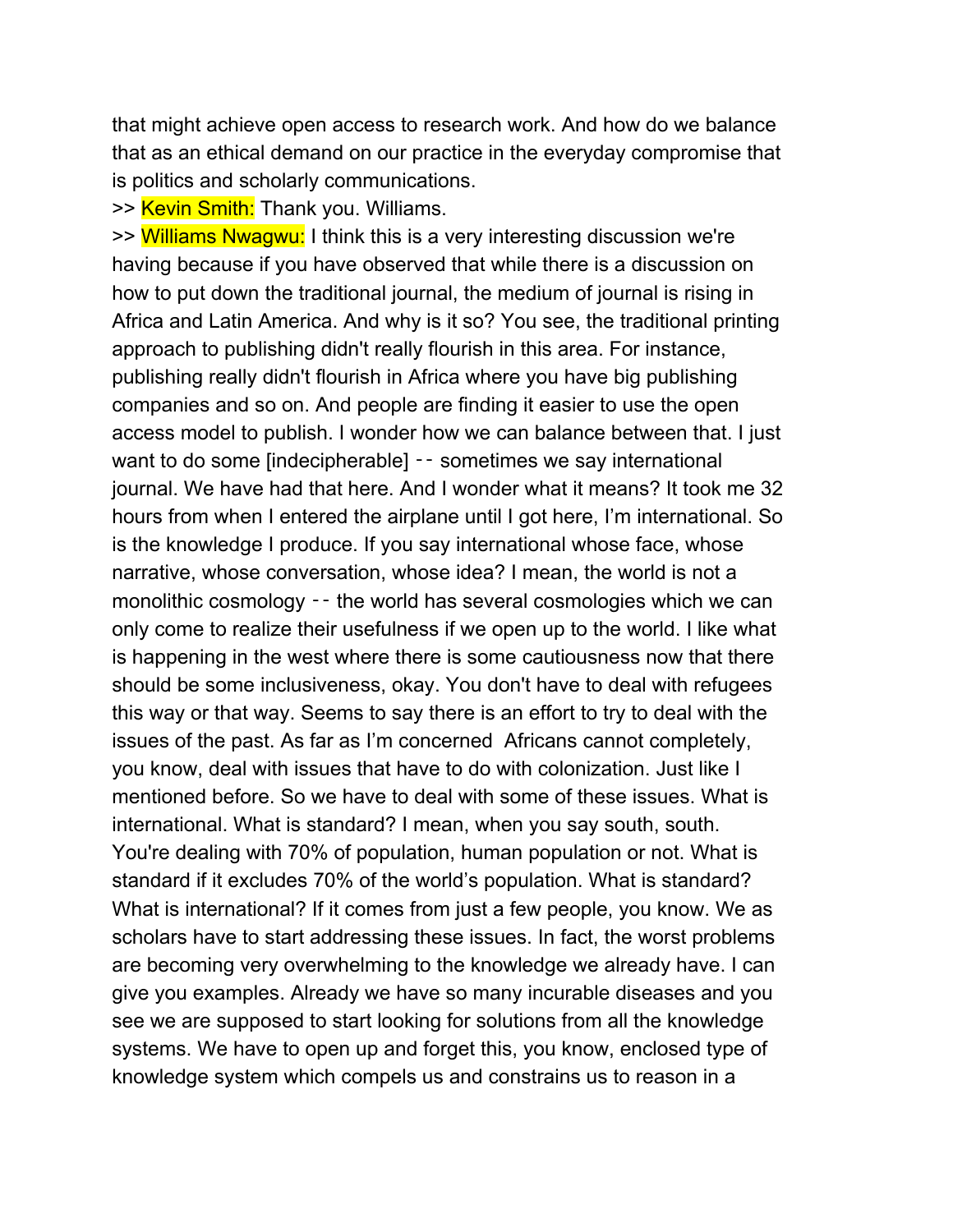that might achieve open access to research work. And how do we balance that as an ethical demand on our practice in the everyday compromise that is politics and scholarly communications.

>> Kevin Smith: Thank you. Williams.

>> Williams Nwagwu: I think this is a very interesting discussion we're having because if you have observed that while there is a discussion on how to put down the traditional journal, the medium of journal is rising in Africa and Latin America. And why is it so? You see, the traditional printing approach to publishing didn't really flourish in this area. For instance, publishing really didn't flourish in Africa where you have big publishing companies and so on. And people are finding it easier to use the open access model to publish. I wonder how we can balance between that. I just want to do some [indecipherable] -- sometimes we say international journal. We have had that here. And I wonder what it means? It took me 32 hours from when I entered the airplane until I got here, I'm international. So is the knowledge I produce. If you say international whose face, whose narrative, whose conversation, whose idea? I mean, the world is not a monolithic cosmology -- the world has several cosmologies which we can only come to realize their usefulness if we open up to the world. I like what is happening in the west where there is some cautiousness now that there should be some inclusiveness, okay. You don't have to deal with refugees this way or that way. Seems to say there is an effort to try to deal with the issues of the past. As far as I'm concerned Africans cannot completely, you know, deal with issues that have to do with colonization. Just like I mentioned before. So we have to deal with some of these issues. What is international. What is standard? I mean, when you say south, south. You're dealing with 70% of population, human population or not. What is standard if it excludes 70% of the world's population. What is standard? What is international? If it comes from just a few people, you know. We as scholars have to start addressing these issues. In fact, the worst problems are becoming very overwhelming to the knowledge we already have. I can give you examples. Already we have so many incurable diseases and you see we are supposed to start looking for solutions from all the knowledge systems. We have to open up and forget this, you know, enclosed type of knowledge system which compels us and constrains us to reason in a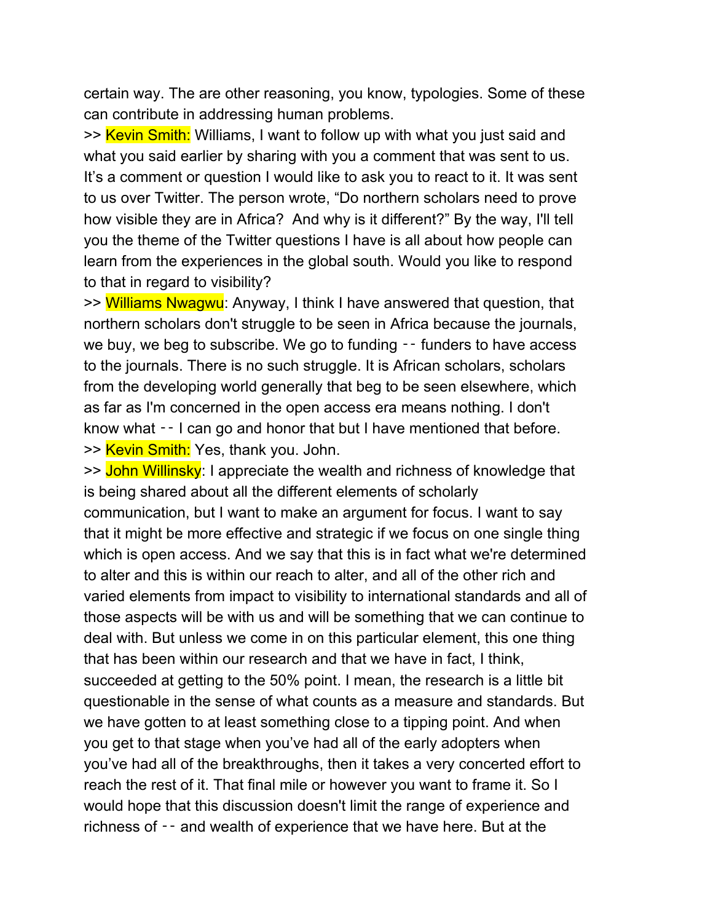certain way. The are other reasoning, you know, typologies. Some of these can contribute in addressing human problems.

>> Kevin Smith: Williams, I want to follow up with what you just said and what you said earlier by sharing with you a comment that was sent to us. It's a comment or question I would like to ask you to react to it. It was sent to us over Twitter. The person wrote, "Do northern scholars need to prove how visible they are in Africa?  And why is it different?" By the way, I'll tell you the theme of the Twitter questions I have is all about how people can learn from the experiences in the global south. Would you like to respond to that in regard to visibility?

>> Williams Nwagwu: Anyway, I think I have answered that question, that northern scholars don't struggle to be seen in Africa because the journals, we buy, we beg to subscribe. We go to funding -- funders to have access to the journals. There is no such struggle. It is African scholars, scholars from the developing world generally that beg to be seen elsewhere, which as far as I'm concerned in the open access era means nothing. I don't know what -- I can go and honor that but I have mentioned that before.

>> Kevin Smith: Yes, thank you. John.

>> John Willinsky: I appreciate the wealth and richness of knowledge that is being shared about all the different elements of scholarly communication, but I want to make an argument for focus. I want to say that it might be more effective and strategic if we focus on one single thing which is open access. And we say that this is in fact what we're determined to alter and this is within our reach to alter, and all of the other rich and varied elements from impact to visibility to international standards and all of those aspects will be with us and will be something that we can continue to deal with. But unless we come in on this particular element, this one thing that has been within our research and that we have in fact, I think, succeeded at getting to the 50% point. I mean, the research is a little bit questionable in the sense of what counts as a measure and standards. But we have gotten to at least something close to a tipping point. And when you get to that stage when you've had all of the early adopters when you've had all of the breakthroughs, then it takes a very concerted effort to reach the rest of it. That final mile or however you want to frame it. So I would hope that this discussion doesn't limit the range of experience and richness of -- and wealth of experience that we have here. But at the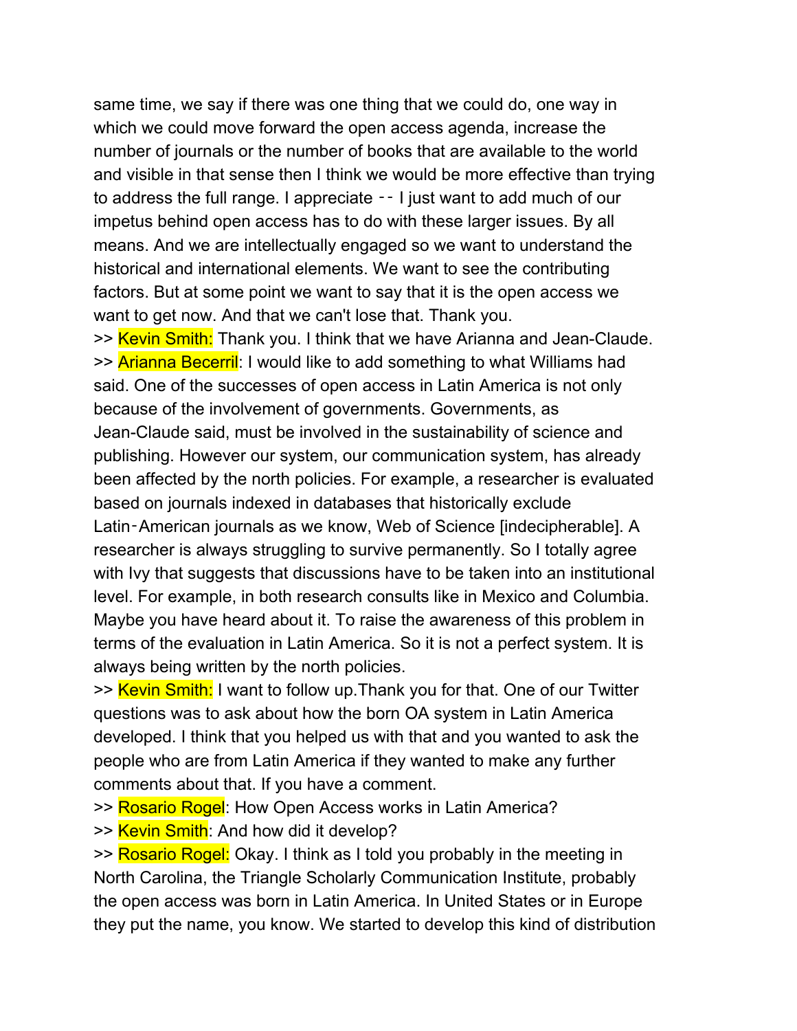same time, we say if there was one thing that we could do, one way in which we could move forward the open access agenda, increase the number of journals or the number of books that are available to the world and visible in that sense then I think we would be more effective than trying to address the full range. I appreciate -- I just want to add much of our impetus behind open access has to do with these larger issues. By all means. And we are intellectually engaged so we want to understand the historical and international elements. We want to see the contributing factors. But at some point we want to say that it is the open access we want to get now. And that we can't lose that. Thank you.

>> Kevin Smith: Thank you. I think that we have Arianna and Jean-Claude.

>> Arianna Becerril: I would like to add something to what Williams had said. One of the successes of open access in Latin America is not only because of the involvement of governments. Governments, as Jean-Claude said, must be involved in the sustainability of science and publishing. However our system, our communication system, has already been affected by the north policies. For example, a researcher is evaluated based on journals indexed in databases that historically exclude Latin-American journals as we know, Web of Science [indecipherable]. A researcher is always struggling to survive permanently. So I totally agree with Ivy that suggests that discussions have to be taken into an institutional level. For example, in both research consults like in Mexico and Columbia. Maybe you have heard about it. To raise the awareness of this problem in terms of the evaluation in Latin America. So it is not a perfect system. It is always being written by the north policies.

>> Kevin Smith: I want to follow up.Thank you for that. One of our Twitter questions was to ask about how the born OA system in Latin America developed. I think that you helped us with that and you wanted to ask the people who are from Latin America if they wanted to make any further comments about that. If you have a comment.

>> Rosario Rogel: How Open Access works in Latin America?

>> Kevin Smith: And how did it develop?

>> Rosario Rogel: Okay. I think as I told you probably in the meeting in North Carolina, the Triangle Scholarly Communication Institute, probably the open access was born in Latin America. In United States or in Europe they put the name, you know. We started to develop this kind of distribution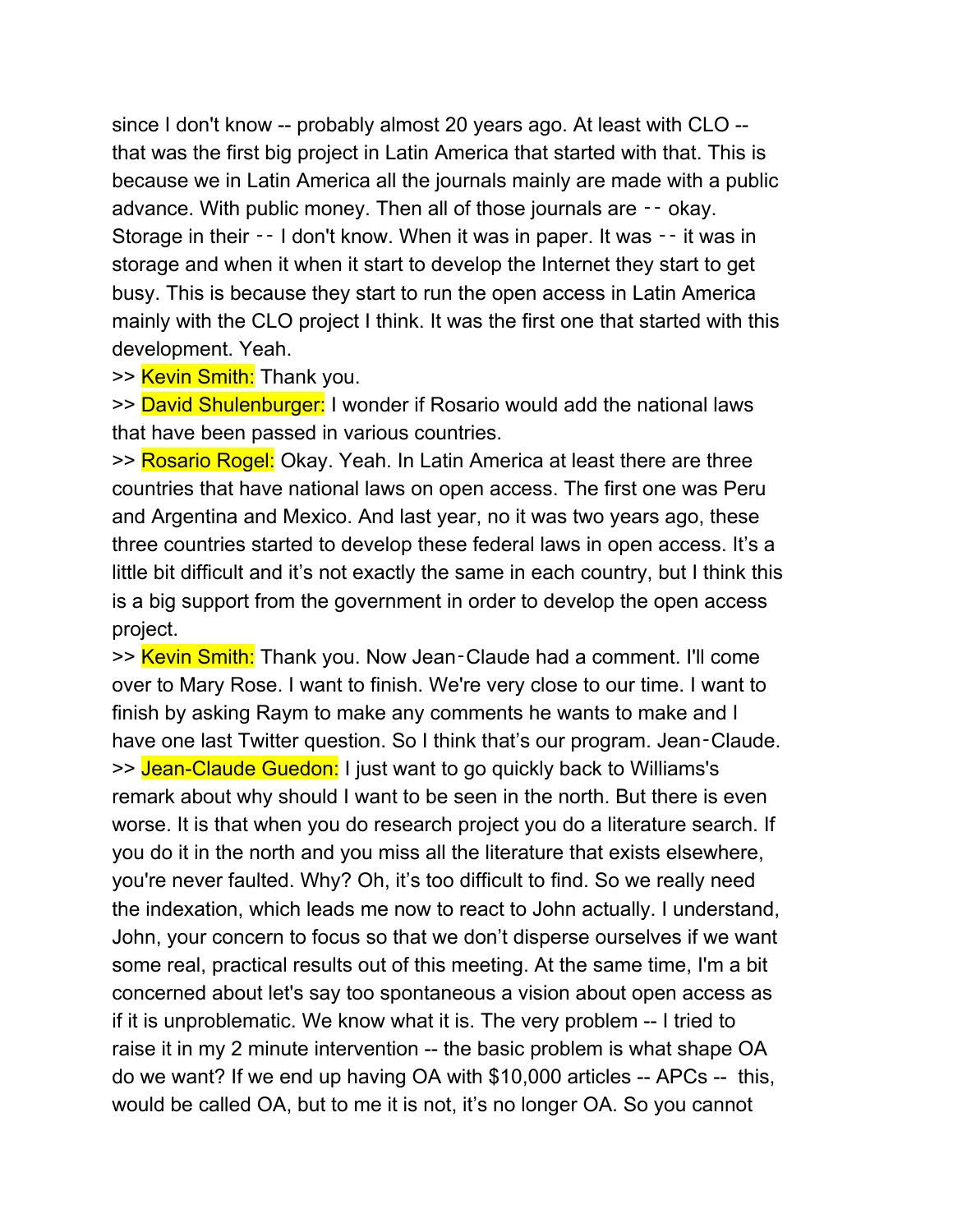since I don't know -- probably almost 20 years ago. At least with CLO -- that was the first big project in Latin America that started with that. This is because we in Latin America all the journals mainly are made with a public advance. With public money. Then all of those journals are -- okay. Storage in their -- I don't know. When it was in paper. It was -- it was in storage and when it when it start to develop the Internet they start to get busy. This is because they start to run the open access in Latin America mainly with the CLO project I think. It was the first one that started with this development. Yeah.

>> Kevin Smith: Thank you.

>> David Shulenburger: I wonder if Rosario would add the national laws that have been passed in various countries.

>> Rosario Rogel: Okay. Yeah. In Latin America at least there are three countries that have national laws on open access. The first one was Peru and Argentina and Mexico. And last year, no it was two years ago, these three countries started to develop these federal laws in open access. It's a little bit difficult and it's not exactly the same in each country, but I think this is a big support from the government in order to develop the open access project.

>> Kevin Smith: Thank you. Now Jean-Claude had a comment. I'll come over to Mary Rose. I want to finish. We're very close to our time. I want to finish by asking Raym to make any comments he wants to make and I have one last Twitter question. So I think that's our program. Jean-Claude.

>> Jean-Claude Guedon: I just want to go quickly back to Williams's remark about why should I want to be seen in the north. But there is even worse. It is that when you do research project you do a literature search. If you do it in the north and you miss all the literature that exists elsewhere, you're never faulted. Why? Oh, it's too difficult to find. So we really need the indexation, which leads me now to react to John actually. I understand, John, your concern to focus so that we don't disperse ourselves if we want some real, practical results out of this meeting. At the same time, I'm a bit concerned about let's say too spontaneous a vision about open access as if it is unproblematic. We know what it is. The very problem -- I tried to raise it in my 2 minute intervention -- the basic problem is what shape OA do we want? If we end up having OA with $10,000 articles -- APCs -- this, would be called OA, but to me it is not, it's no longer OA. So you cannot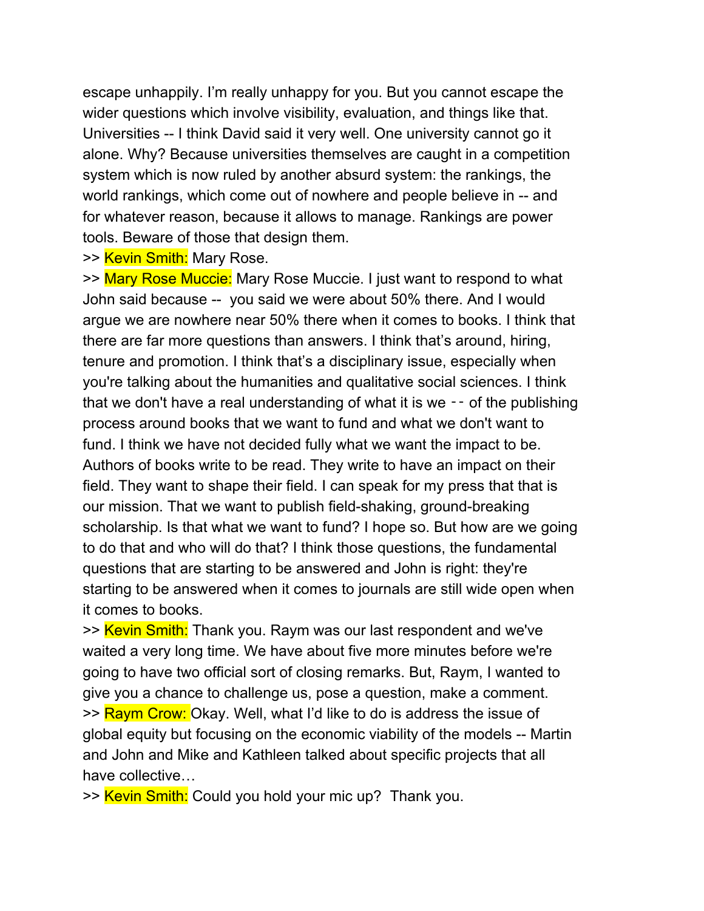escape unhappily. I’m really unhappy for you. But you cannot escape the wider questions which involve visibility, evaluation, and things like that. Universities -- I think David said it very well. One university cannot go it alone. Why? Because universities themselves are caught in a competition system which is now ruled by another absurd system: the rankings, the world rankings, which come out of nowhere and people believe in -- and for whatever reason, because it allows to manage. Rankings are power tools. Beware of those that design them.

>> Kevin Smith: Mary Rose.

>> Mary Rose Muccie: Mary Rose Muccie. I just want to respond to what John said because -- you said we were about 50% there. And I would argue we are nowhere near 50% there when it comes to books. I think that there are far more questions than answers. I think that’s around, hiring, tenure and promotion. I think that’s a disciplinary issue, especially when you're talking about the humanities and qualitative social sciences. I think that we don't have a real understanding of what it is we -- of the publishing process around books that we want to fund and what we don't want to fund. I think we have not decided fully what we want the impact to be. Authors of books write to be read. They write to have an impact on their field. They want to shape their field. I can speak for my press that that is our mission. That we want to publish field-shaking, ground-breaking scholarship. Is that what we want to fund? I hope so. But how are we going to do that and who will do that? I think those questions, the fundamental questions that are starting to be answered and John is right: they're starting to be answered when it comes to journals are still wide open when it comes to books.

>> Kevin Smith: Thank you. Raym was our last respondent and we've waited a very long time. We have about five more minutes before we're going to have two official sort of closing remarks. But, Raym, I wanted to give you a chance to challenge us, pose a question, make a comment.

>> Raym Crow: Okay. Well, what I’d like to do is address the issue of global equity but focusing on the economic viability of the models -- Martin and John and Mike and Kathleen talked about specific projects that all have collective…

>> Kevin Smith: Could you hold your mic up? Thank you.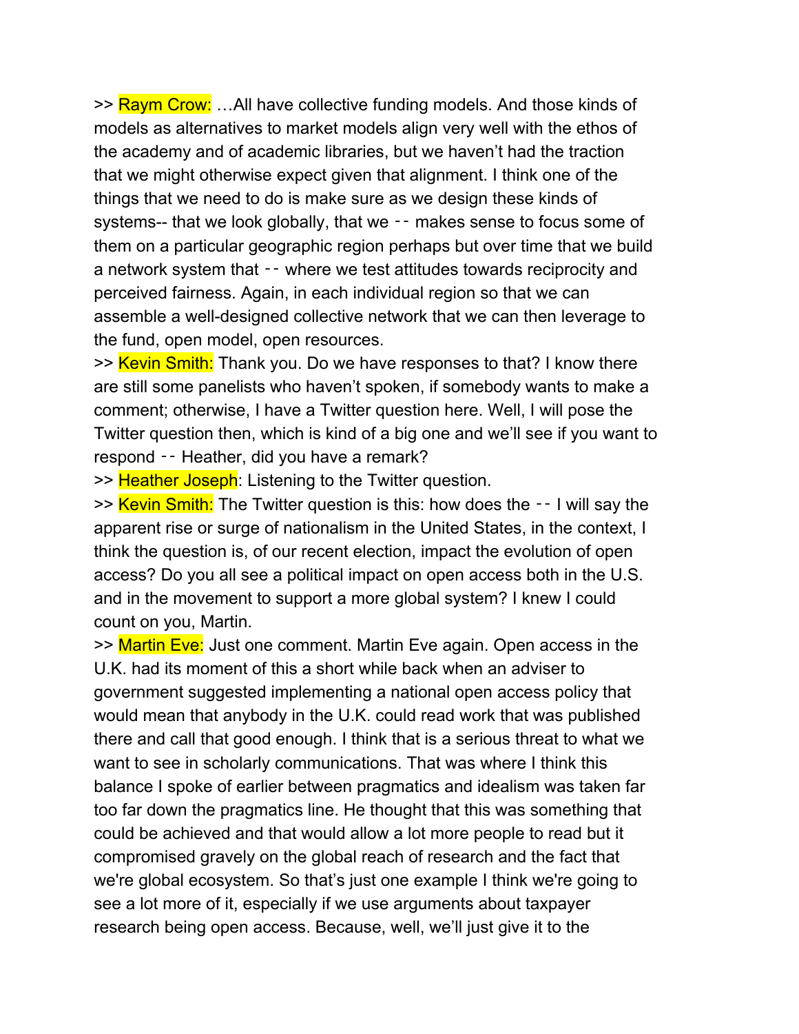>> Raym Crow: …All have collective funding models. And those kinds of models as alternatives to market models align very well with the ethos of the academy and of academic libraries, but we haven't had the traction that we might otherwise expect given that alignment. I think one of the things that we need to do is make sure as we design these kinds of systems-- that we look globally, that we -- makes sense to focus some of them on a particular geographic region perhaps but over time that we build a network system that -- where we test attitudes towards reciprocity and perceived fairness. Again, in each individual region so that we can assemble a well-designed collective network that we can then leverage to the fund, open model, open resources.

>> Kevin Smith: Thank you. Do we have responses to that? I know there are still some panelists who haven't spoken, if somebody wants to make a comment; otherwise, I have a Twitter question here. Well, I will pose the Twitter question then, which is kind of a big one and we'll see if you want to respond -- Heather, did you have a remark?

>> Heather Joseph: Listening to the Twitter question.

>> Kevin Smith: The Twitter question is this: how does the -- I will say the apparent rise or surge of nationalism in the United States, in the context, I think the question is, of our recent election, impact the evolution of open access? Do you all see a political impact on open access both in the U.S. and in the movement to support a more global system? I knew I could count on you, Martin.

>> Martin Eve: Just one comment. Martin Eve again. Open access in the U.K. had its moment of this a short while back when an adviser to government suggested implementing a national open access policy that would mean that anybody in the U.K. could read work that was published there and call that good enough. I think that is a serious threat to what we want to see in scholarly communications. That was where I think this balance I spoke of earlier between pragmatics and idealism was taken far too far down the pragmatics line. He thought that this was something that could be achieved and that would allow a lot more people to read but it compromised gravely on the global reach of research and the fact that we're global ecosystem. So that's just one example I think we're going to see a lot more of it, especially if we use arguments about taxpayer research being open access. Because, well, we'll just give it to the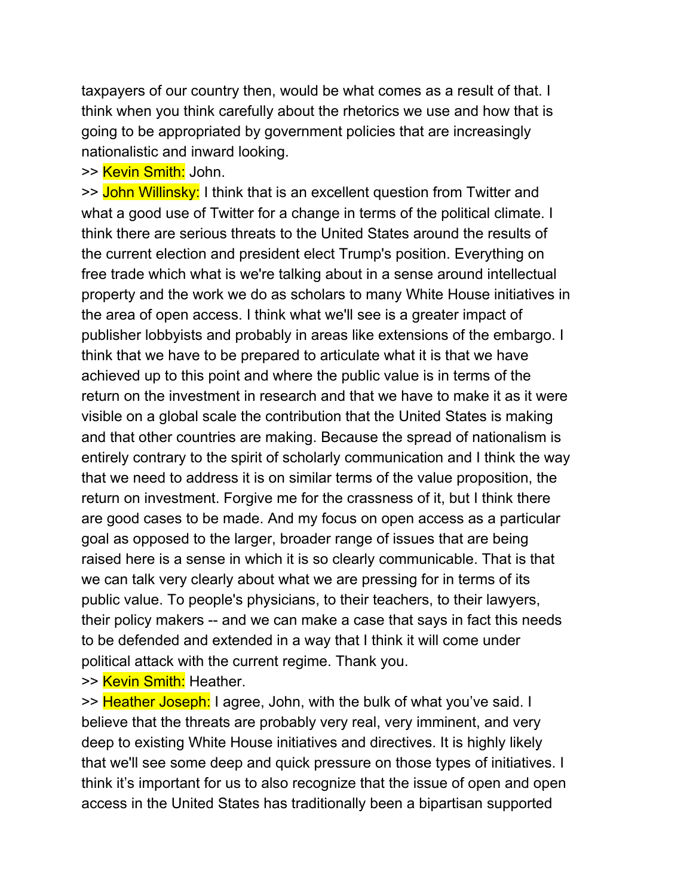taxpayers of our country then, would be what comes as a result of that. I think when you think carefully about the rhetorics we use and how that is going to be appropriated by government policies that are increasingly nationalistic and inward looking.

>> Kevin Smith: John.

>> John Willinsky: I think that is an excellent question from Twitter and what a good use of Twitter for a change in terms of the political climate. I think there are serious threats to the United States around the results of the current election and president elect Trump's position. Everything on free trade which what is we're talking about in a sense around intellectual property and the work we do as scholars to many White House initiatives in the area of open access. I think what we'll see is a greater impact of publisher lobbyists and probably in areas like extensions of the embargo. I think that we have to be prepared to articulate what it is that we have achieved up to this point and where the public value is in terms of the return on the investment in research and that we have to make it as it were visible on a global scale the contribution that the United States is making and that other countries are making. Because the spread of nationalism is entirely contrary to the spirit of scholarly communication and I think the way that we need to address it is on similar terms of the value proposition, the return on investment. Forgive me for the crassness of it, but I think there are good cases to be made. And my focus on open access as a particular goal as opposed to the larger, broader range of issues that are being raised here is a sense in which it is so clearly communicable. That is that we can talk very clearly about what we are pressing for in terms of its public value. To people's physicians, to their teachers, to their lawyers, their policy makers -- and we can make a case that says in fact this needs to be defended and extended in a way that I think it will come under political attack with the current regime. Thank you.

>> Kevin Smith: Heather.

>> Heather Joseph: I agree, John, with the bulk of what you've said. I believe that the threats are probably very real, very imminent, and very deep to existing White House initiatives and directives. It is highly likely that we'll see some deep and quick pressure on those types of initiatives. I think it's important for us to also recognize that the issue of open and open access in the United States has traditionally been a bipartisan supported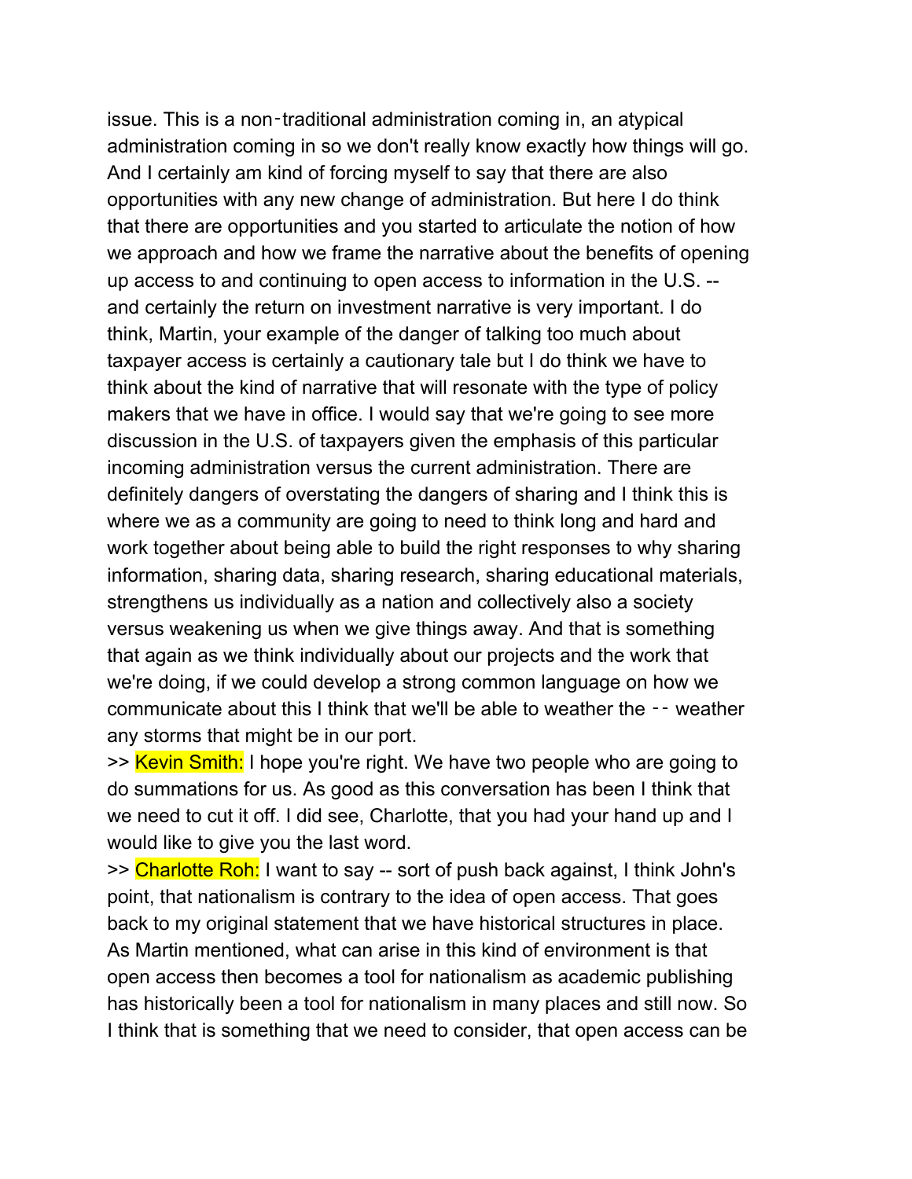issue. This is a non-traditional administration coming in, an atypical administration coming in so we don't really know exactly how things will go. And I certainly am kind of forcing myself to say that there are also opportunities with any new change of administration. But here I do think that there are opportunities and you started to articulate the notion of how we approach and how we frame the narrative about the benefits of opening up access to and continuing to open access to information in the U.S. -- and certainly the return on investment narrative is very important. I do think, Martin, your example of the danger of talking too much about taxpayer access is certainly a cautionary tale but I do think we have to think about the kind of narrative that will resonate with the type of policy makers that we have in office. I would say that we're going to see more discussion in the U.S. of taxpayers given the emphasis of this particular incoming administration versus the current administration. There are definitely dangers of overstating the dangers of sharing and I think this is where we as a community are going to need to think long and hard and work together about being able to build the right responses to why sharing information, sharing data, sharing research, sharing educational materials, strengthens us individually as a nation and collectively also a society versus weakening us when we give things away. And that is something that again as we think individually about our projects and the work that we're doing, if we could develop a strong common language on how we communicate about this I think that we'll be able to weather the -- weather any storms that might be in our port.

>> Kevin Smith: I hope you're right. We have two people who are going to do summations for us. As good as this conversation has been I think that we need to cut it off. I did see, Charlotte, that you had your hand up and I would like to give you the last word.

>> Charlotte Roh: I want to say -- sort of push back against, I think John's point, that nationalism is contrary to the idea of open access. That goes back to my original statement that we have historical structures in place. As Martin mentioned, what can arise in this kind of environment is that open access then becomes a tool for nationalism as academic publishing has historically been a tool for nationalism in many places and still now. So I think that is something that we need to consider, that open access can be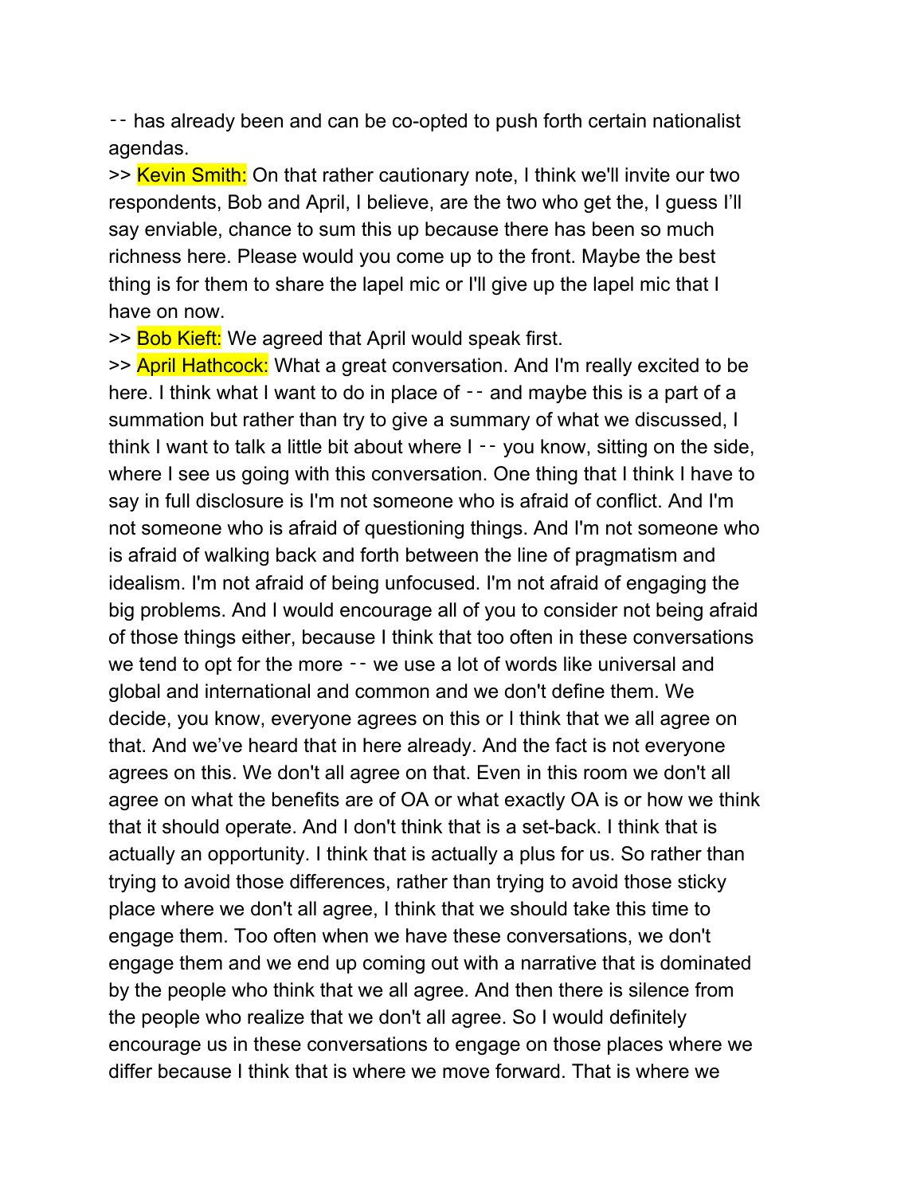-- has already been and can be co-opted to push forth certain nationalist agendas.

>> Kevin Smith: On that rather cautionary note, I think we'll invite our two respondents, Bob and April, I believe, are the two who get the, I guess I'll say enviable, chance to sum this up because there has been so much richness here. Please would you come up to the front. Maybe the best thing is for them to share the lapel mic or I'll give up the lapel mic that I have on now.

>> Bob Kieft: We agreed that April would speak first.

>> April Hathcock: What a great conversation. And I'm really excited to be here. I think what I want to do in place of -- and maybe this is a part of a summation but rather than try to give a summary of what we discussed, I think I want to talk a little bit about where I -- you know, sitting on the side, where I see us going with this conversation. One thing that I think I have to say in full disclosure is I'm not someone who is afraid of conflict. And I'm not someone who is afraid of questioning things. And I'm not someone who is afraid of walking back and forth between the line of pragmatism and idealism. I'm not afraid of being unfocused. I'm not afraid of engaging the big problems. And I would encourage all of you to consider not being afraid of those things either, because I think that too often in these conversations we tend to opt for the more -- we use a lot of words like universal and global and international and common and we don't define them. We decide, you know, everyone agrees on this or I think that we all agree on that. And we've heard that in here already. And the fact is not everyone agrees on this. We don't all agree on that. Even in this room we don't all agree on what the benefits are of OA or what exactly OA is or how we think that it should operate. And I don't think that is a set-back. I think that is actually an opportunity. I think that is actually a plus for us. So rather than trying to avoid those differences, rather than trying to avoid those sticky place where we don't all agree, I think that we should take this time to engage them. Too often when we have these conversations, we don't engage them and we end up coming out with a narrative that is dominated by the people who think that we all agree. And then there is silence from the people who realize that we don't all agree. So I would definitely encourage us in these conversations to engage on those places where we differ because I think that is where we move forward. That is where we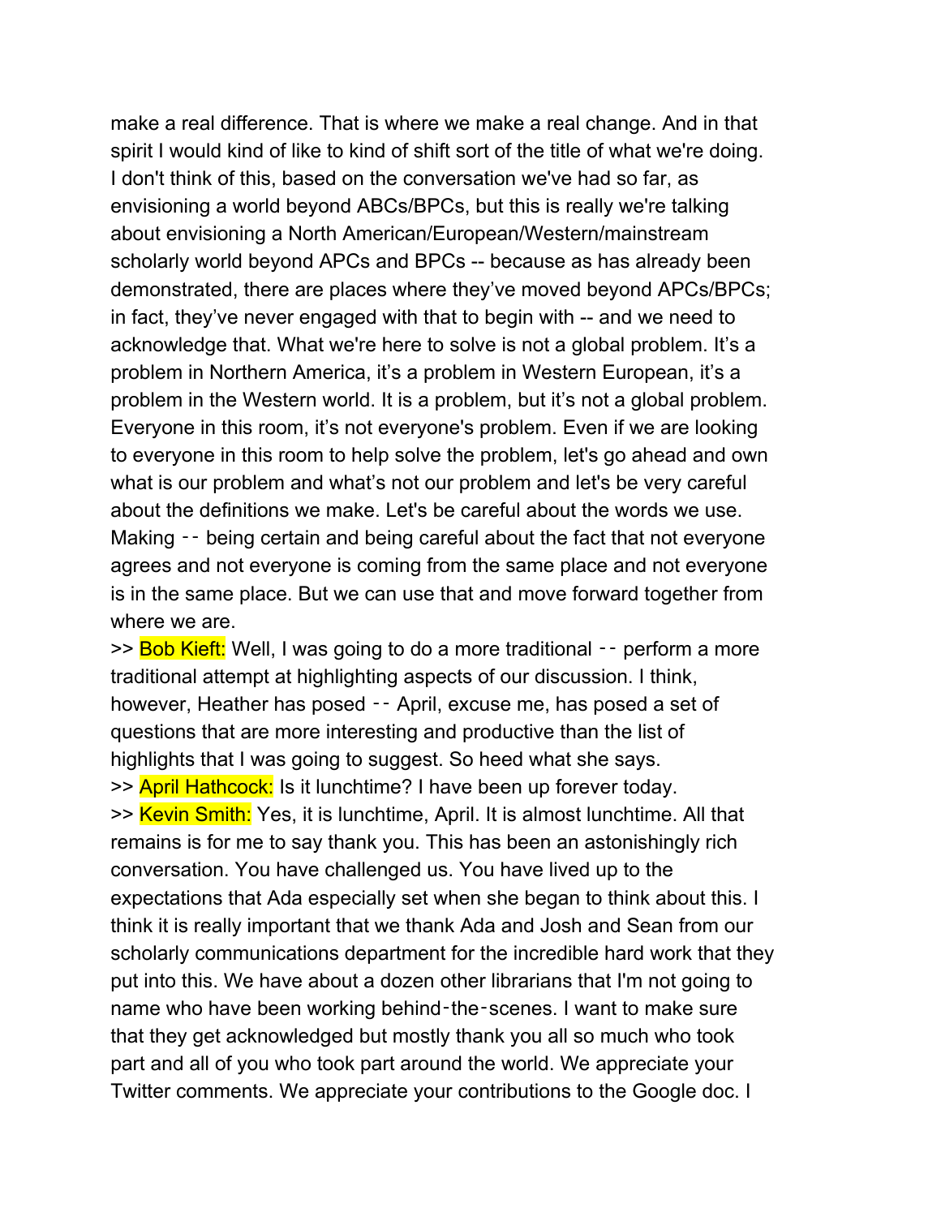make a real difference. That is where we make a real change. And in that spirit I would kind of like to kind of shift sort of the title of what we're doing. I don't think of this, based on the conversation we've had so far, as envisioning a world beyond ABCs/BPCs, but this is really we're talking about envisioning a North American/European/Western/mainstream scholarly world beyond APCs and BPCs -- because as has already been demonstrated, there are places where they've moved beyond APCs/BPCs; in fact, they've never engaged with that to begin with -- and we need to acknowledge that. What we're here to solve is not a global problem. It's a problem in Northern America, it's a problem in Western European, it's a problem in the Western world. It is a problem, but it's not a global problem. Everyone in this room, it's not everyone's problem. Even if we are looking to everyone in this room to help solve the problem, let's go ahead and own what is our problem and what's not our problem and let's be very careful about the definitions we make. Let's be careful about the words we use. Making -- being certain and being careful about the fact that not everyone agrees and not everyone is coming from the same place and not everyone is in the same place. But we can use that and move forward together from where we are.

>> Bob Kieft: Well, I was going to do a more traditional -- perform a more traditional attempt at highlighting aspects of our discussion. I think, however, Heather has posed -- April, excuse me, has posed a set of questions that are more interesting and productive than the list of highlights that I was going to suggest. So heed what she says.

>> April Hathcock: Is it lunchtime? I have been up forever today.

>> Kevin Smith: Yes, it is lunchtime, April. It is almost lunchtime. All that remains is for me to say thank you. This has been an astonishingly rich conversation. You have challenged us. You have lived up to the expectations that Ada especially set when she began to think about this. I think it is really important that we thank Ada and Josh and Sean from our scholarly communications department for the incredible hard work that they put into this. We have about a dozen other librarians that I'm not going to name who have been working behind-the-scenes. I want to make sure that they get acknowledged but mostly thank you all so much who took part and all of you who took part around the world. We appreciate your Twitter comments. We appreciate your contributions to the Google doc. I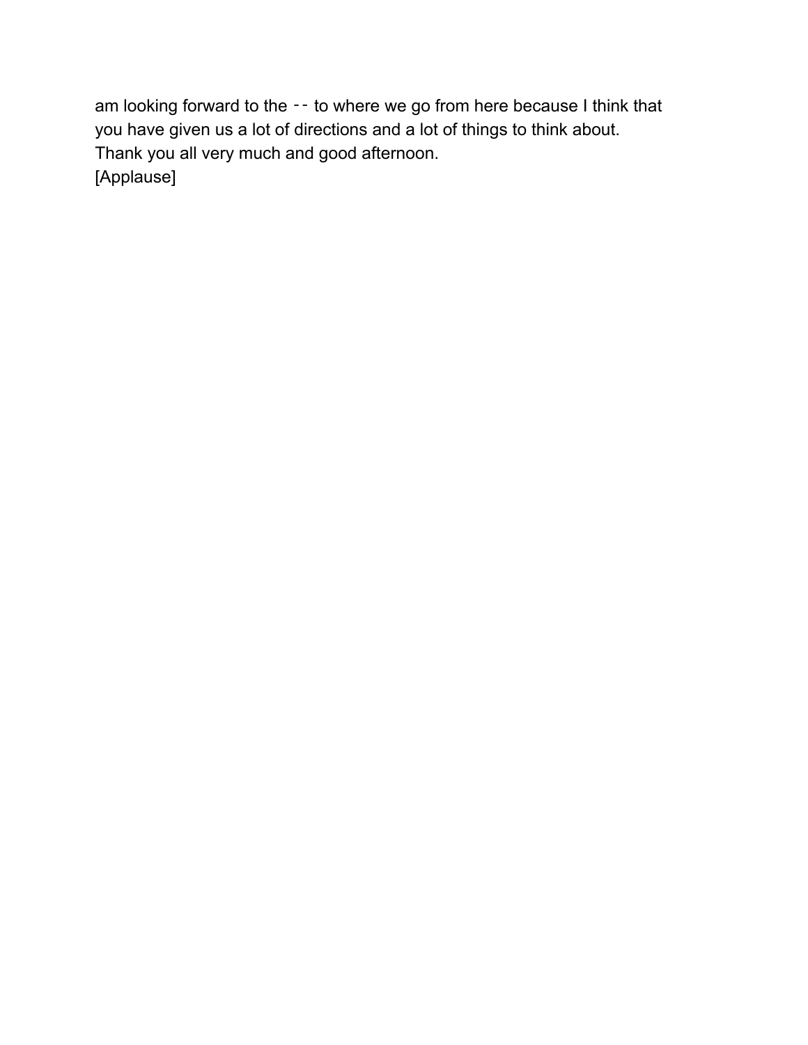am looking forward to the -- to where we go from here because I think that you have given us a lot of directions and a lot of things to think about. Thank you all very much and good afternoon.
[Applause]